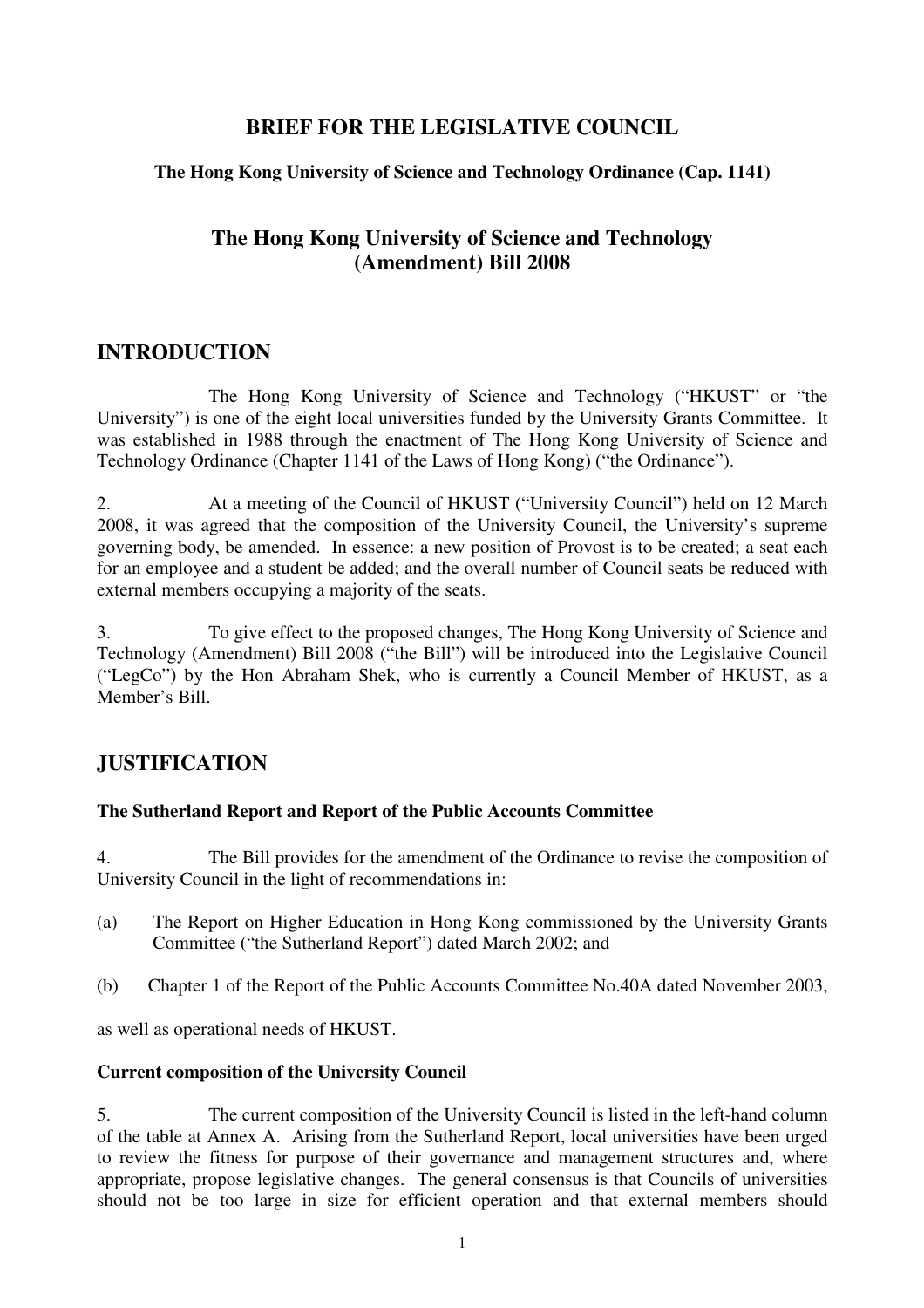# BRIEF FOR THE LEGISLATIVE COUNCIL

**The Hong Kong University of Science and Technology Ordinance (Cap. 1141)**

## The Hong Kong University of Science and Technology (Amendment) Bill 2008

## INTRODUCTION

The Hong Kong University of Science and Technology ("HKUST" or "the University") is one of the eight local universities funded by the University Grants Committee. It was established in 1988 through the enactment of The Hong Kong University of Science and Technology Ordinance (Chapter 1141 of the Laws of Hong Kong) ("the Ordinance").

2. At a meeting of the Council of HKUST ("University Council") held on 12 March 2008, it was agreed that the composition of the University Council, the University's supreme governing body, be amended. In essence: a new position of Provost is to be created; a seat each for an employee and a student be added; and the overall number of Council seats be reduced with external members occupying a majority of the seats.

3. To give effect to the proposed changes, The Hong Kong University of Science and Technology (Amendment) Bill 2008 ("the Bill") will be introduced into the Legislative Council ("LegCo") by the Hon Abraham Shek, who is currently a Council Member of HKUST, as a Member's Bill.

## JUSTIFICATION

**The Sutherland Report and Report of the Public Accounts Committee**

4. The Bill provides for the amendment of the Ordinance to revise the composition of University Council in the light of recommendations in:

(a) The Report on Higher Education in Hong Kong commissioned by the University Grants Committee ("the Sutherland Report") dated March 2002; and

(b) Chapter 1 of the Report of the Public Accounts Committee No.40A dated November 2003,

as well as operational needs of HKUST.

**Current composition of the University Council**

5. The current composition of the University Council is listed in the left-hand column of the table at Annex A. Arising from the Sutherland Report, local universities have been urged to review the fitness for purpose of their governance and management structures and, where appropriate, propose legislative changes. The general consensus is that Councils of universities should not be too large in size for efficient operation and that external members should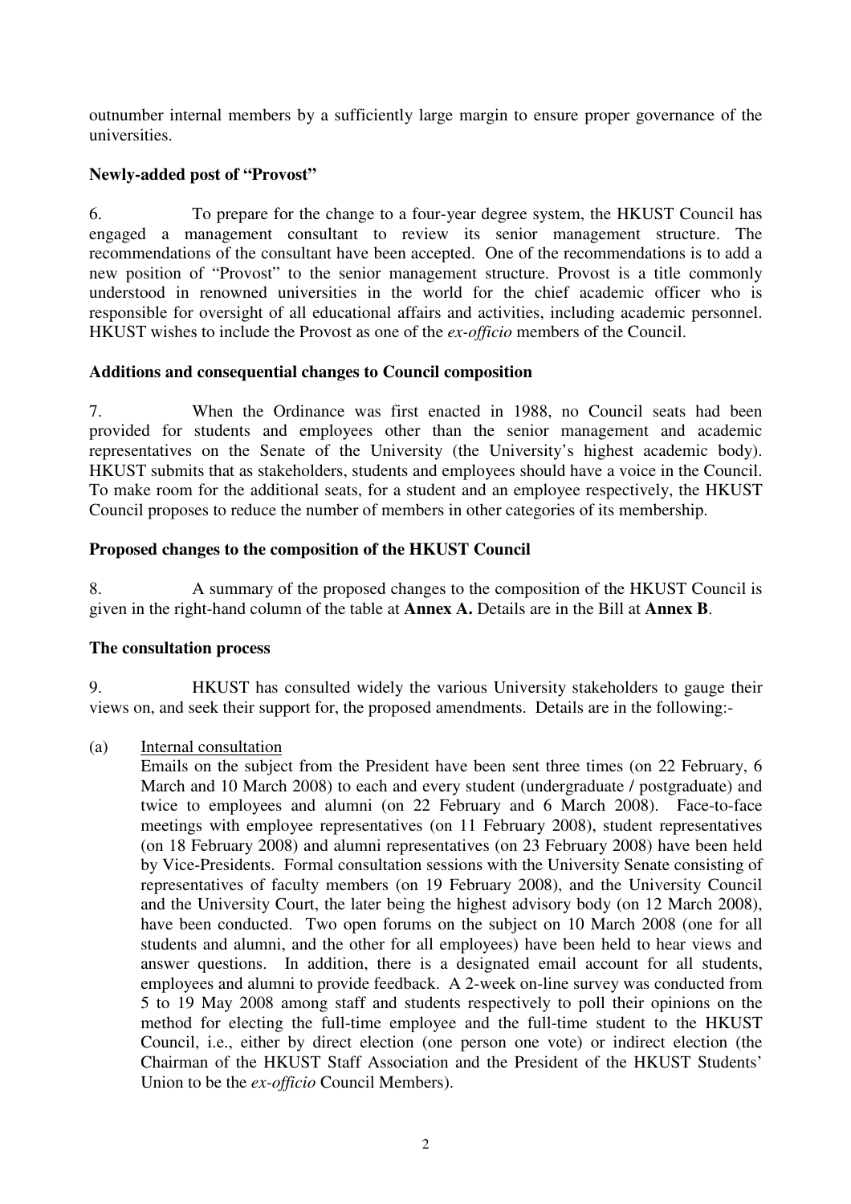outnumber internal members by a sufficiently large margin to ensure proper governance of the universities.

**Newly-added post of "Provost"**

6. To prepare for the change to a four-year degree system, the HKUST Council has engaged a management consultant to review its senior management structure. The recommendations of the consultant have been accepted. One of the recommendations is to add a new position of "Provost" to the senior management structure. Provost is a title commonly understood in renowned universities in the world for the chief academic officer who is responsible for oversight of all educational affairs and activities, including academic personnel. HKUST wishes to include the Provost as one of the *ex-officio* members of the Council.

**Additions and consequential changes to Council composition**

7. When the Ordinance was first enacted in 1988, no Council seats had been provided for students and employees other than the senior management and academic representatives on the Senate of the University (the University's highest academic body). HKUST submits that as stakeholders, students and employees should have a voice in the Council. To make room for the additional seats, for a student and an employee respectively, the HKUST Council proposes to reduce the number of members in other categories of its membership.

**Proposed changes to the composition of the HKUST Council**

8. A summary of the proposed changes to the composition of the HKUST Council is given in the right-hand column of the table at **Annex A.** Details are in the Bill at **Annex B**.

**The consultation process**

9. HKUST has consulted widely the various University stakeholders to gauge their views on, and seek their support for, the proposed amendments. Details are in the following:-

(a) Internal consultation

Emails on the subject from the President have been sent three times (on 22 February, 6 March and 10 March 2008) to each and every student (undergraduate / postgraduate) and twice to employees and alumni (on 22 February and 6 March 2008). Face-to-face meetings with employee representatives (on 11 February 2008), student representatives (on 18 February 2008) and alumni representatives (on 23 February 2008) have been held by Vice-Presidents. Formal consultation sessions with the University Senate consisting of representatives of faculty members (on 19 February 2008), and the University Council and the University Court, the later being the highest advisory body (on 12 March 2008), have been conducted. Two open forums on the subject on 10 March 2008 (one for all students and alumni, and the other for all employees) have been held to hear views and answer questions. In addition, there is a designated email account for all students, employees and alumni to provide feedback. A 2-week on-line survey was conducted from 5 to 19 May 2008 among staff and students respectively to poll their opinions on the method for electing the full-time employee and the full-time student to the HKUST Council, i.e., either by direct election (one person one vote) or indirect election (the Chairman of the HKUST Staff Association and the President of the HKUST Students' Union to be the *ex-officio* Council Members).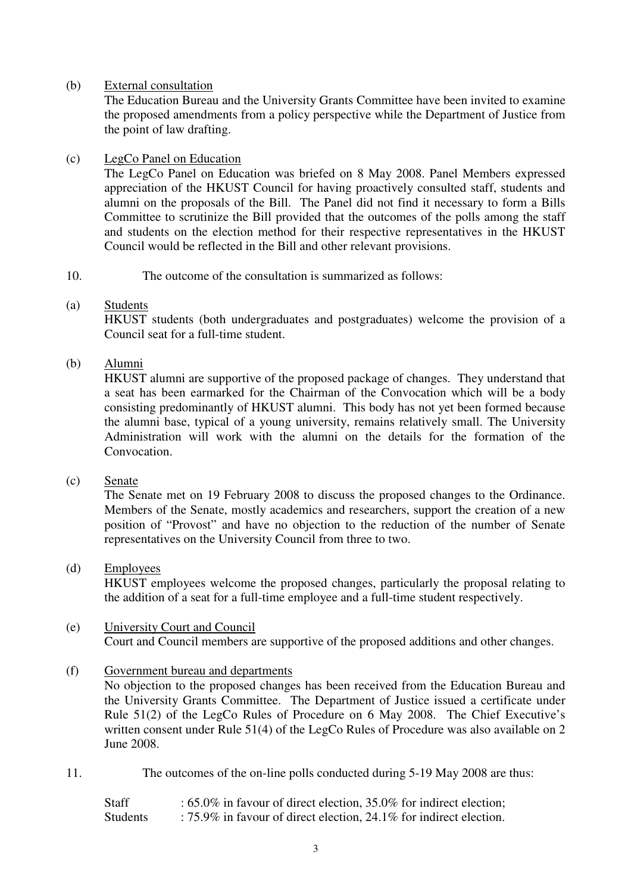(b) External consultation

The Education Bureau and the University Grants Committee have been invited to examine the proposed amendments from a policy perspective while the Department of Justice from the point of law drafting.

(c) LegCo Panel on Education

The LegCo Panel on Education was briefed on 8 May 2008. Panel Members expressed appreciation of the HKUST Council for having proactively consulted staff, students and alumni on the proposals of the Bill. The Panel did not find it necessary to form a Bills Committee to scrutinize the Bill provided that the outcomes of the polls among the staff and students on the election method for their respective representatives in the HKUST Council would be reflected in the Bill and other relevant provisions.

10. The outcome of the consultation is summarized as follows:

(a) Students

HKUST students (both undergraduates and postgraduates) welcome the provision of a Council seat for a full-time student.

(b) Alumni

HKUST alumni are supportive of the proposed package of changes. They understand that a seat has been earmarked for the Chairman of the Convocation which will be a body consisting predominantly of HKUST alumni. This body has not yet been formed because the alumni base, typical of a young university, remains relatively small. The University Administration will work with the alumni on the details for the formation of the Convocation.

(c) Senate

The Senate met on 19 February 2008 to discuss the proposed changes to the Ordinance. Members of the Senate, mostly academics and researchers, support the creation of a new position of "Provost" and have no objection to the reduction of the number of Senate representatives on the University Council from three to two.

(d) Employees

HKUST employees welcome the proposed changes, particularly the proposal relating to the addition of a seat for a full-time employee and a full-time student respectively.

(e) University Court and Council

Court and Council members are supportive of the proposed additions and other changes.

(f) Government bureau and departments

No objection to the proposed changes has been received from the Education Bureau and the University Grants Committee. The Department of Justice issued a certificate under Rule 51(2) of the LegCo Rules of Procedure on 6 May 2008. The Chief Executive's written consent under Rule 51(4) of the LegCo Rules of Procedure was also available on 2 June 2008.

11. The outcomes of the on-line polls conducted during 5-19 May 2008 are thus:

Staff : 65.0% in favour of direct election, 35.0% for indirect election;
Students : 75.9% in favour of direct election, 24.1% for indirect election.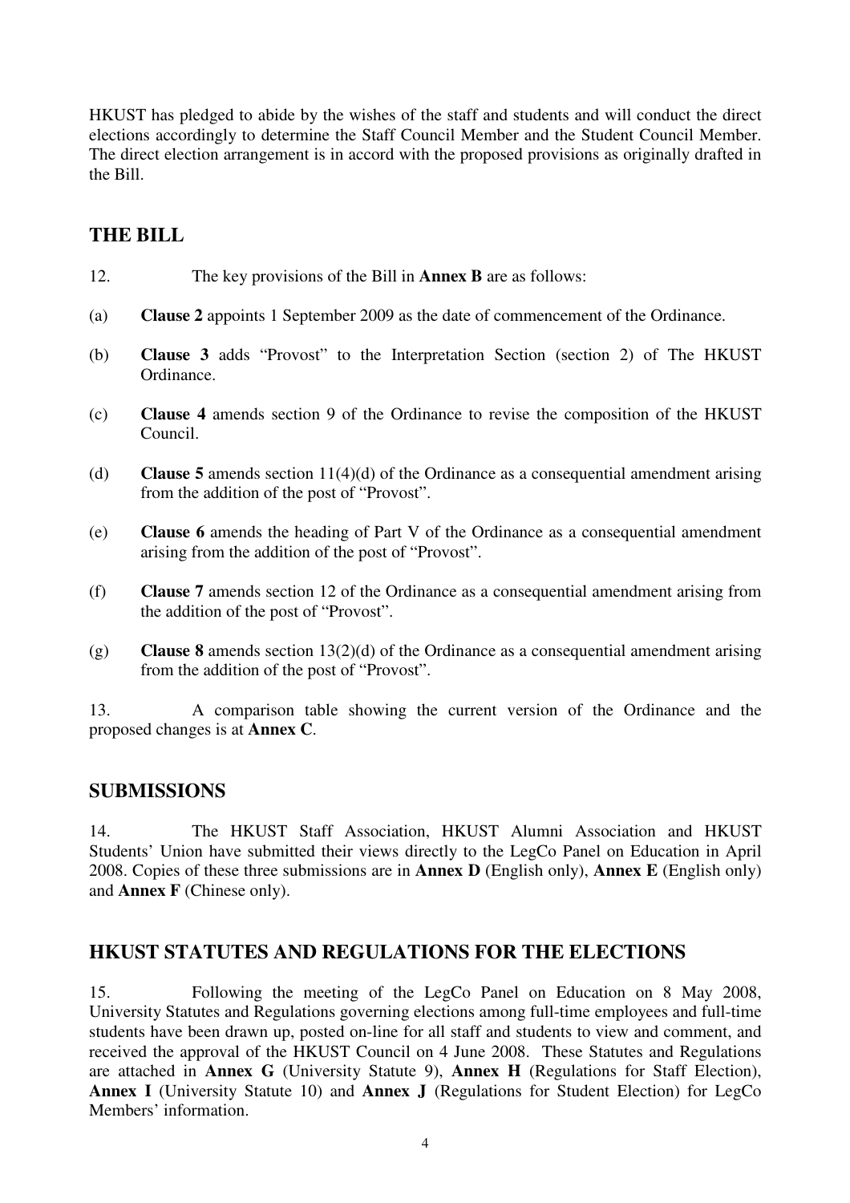HKUST has pledged to abide by the wishes of the staff and students and will conduct the direct elections accordingly to determine the Staff Council Member and the Student Council Member. The direct election arrangement is in accord with the proposed provisions as originally drafted in the Bill.

## THE BILL

12. The key provisions of the Bill in **Annex B** are as follows:

(a) **Clause 2** appoints 1 September 2009 as the date of commencement of the Ordinance.

(b) **Clause 3** adds "Provost" to the Interpretation Section (section 2) of The HKUST Ordinance.

(c) **Clause 4** amends section 9 of the Ordinance to revise the composition of the HKUST Council.

(d) **Clause 5** amends section 11(4)(d) of the Ordinance as a consequential amendment arising from the addition of the post of "Provost".

(e) **Clause 6** amends the heading of Part V of the Ordinance as a consequential amendment arising from the addition of the post of "Provost".

(f) **Clause 7** amends section 12 of the Ordinance as a consequential amendment arising from the addition of the post of "Provost".

(g) **Clause 8** amends section 13(2)(d) of the Ordinance as a consequential amendment arising from the addition of the post of "Provost".

13. A comparison table showing the current version of the Ordinance and the proposed changes is at **Annex C**.

## SUBMISSIONS

14. The HKUST Staff Association, HKUST Alumni Association and HKUST Students' Union have submitted their views directly to the LegCo Panel on Education in April 2008. Copies of these three submissions are in **Annex D** (English only), **Annex E** (English only) and **Annex F** (Chinese only).

## HKUST STATUTES AND REGULATIONS FOR THE ELECTIONS

15. Following the meeting of the LegCo Panel on Education on 8 May 2008, University Statutes and Regulations governing elections among full-time employees and full-time students have been drawn up, posted on-line for all staff and students to view and comment, and received the approval of the HKUST Council on 4 June 2008. These Statutes and Regulations are attached in **Annex G** (University Statute 9), **Annex H** (Regulations for Staff Election), **Annex I** (University Statute 10) and **Annex J** (Regulations for Student Election) for LegCo Members' information.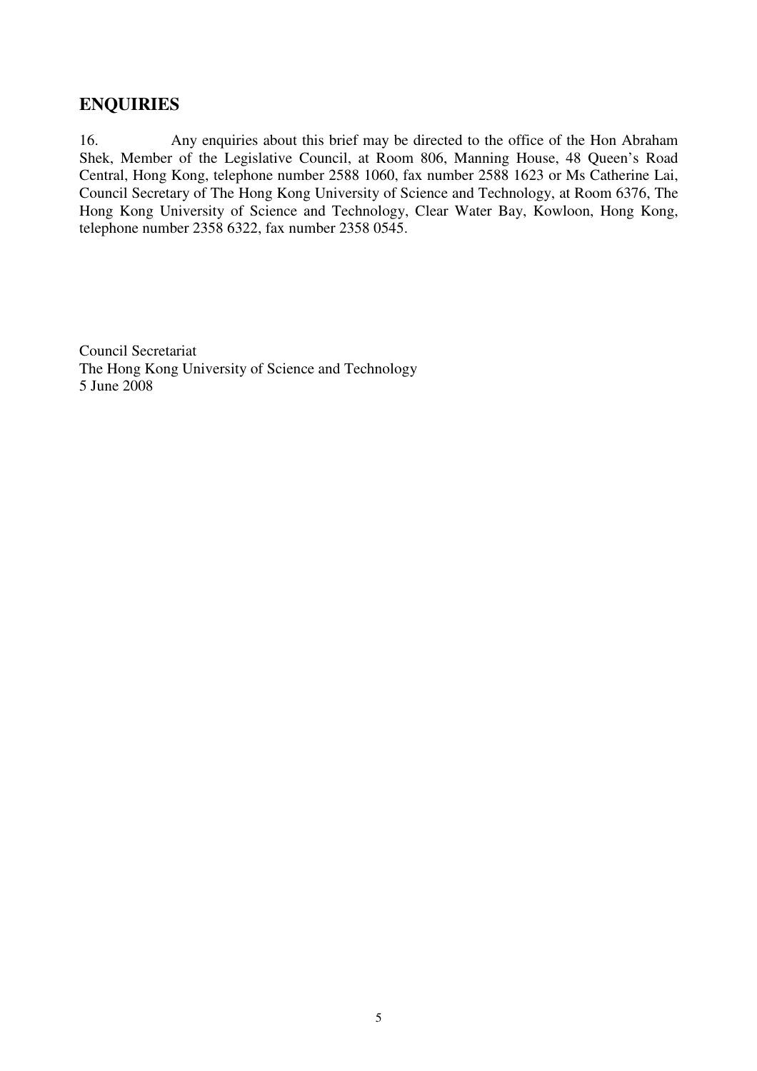## ENQUIRIES

16. Any enquiries about this brief may be directed to the office of the Hon Abraham Shek, Member of the Legislative Council, at Room 806, Manning House, 48 Queen's Road Central, Hong Kong, telephone number 2588 1060, fax number 2588 1623 or Ms Catherine Lai, Council Secretary of The Hong Kong University of Science and Technology, at Room 6376, The Hong Kong University of Science and Technology, Clear Water Bay, Kowloon, Hong Kong, telephone number 2358 6322, fax number 2358 0545.

Council Secretariat
The Hong Kong University of Science and Technology
5 June 2008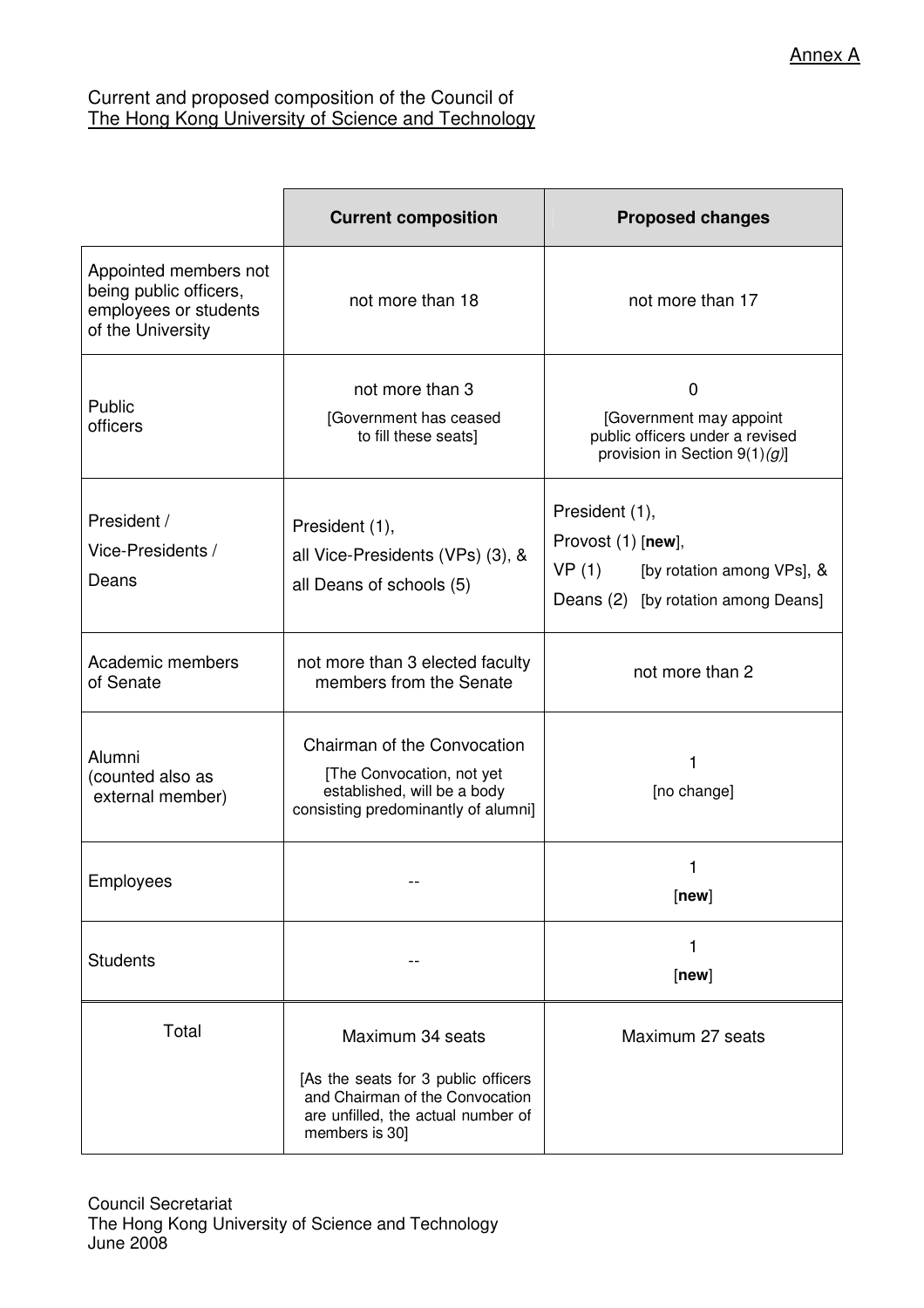Annex A

Current and proposed composition of the Council of
The Hong Kong University of Science and Technology

| | **Current composition** | **Proposed changes** |
|---|---|---|
| Appointed members not being public officers, employees or students of the University | not more than 18 | not more than 17 |
| Public officers | not more than 3 [Government has ceased to fill these seats] | 0 [Government may appoint public officers under a revised provision in Section 9(1)*(g)*] |
| President / Vice-Presidents / Deans | President (1), all Vice-Presidents (VPs) (3), & all Deans of schools (5) | President (1), Provost (1) [**new**], VP (1) [by rotation among VPs], & Deans (2) [by rotation among Deans] |
| Academic members of Senate | not more than 3 elected faculty members from the Senate | not more than 2 |
| Alumni (counted also as external member) | Chairman of the Convocation [The Convocation, not yet established, will be a body consisting predominantly of alumni] | 1 [no change] |
| Employees | -- | 1 [**new**] |
| Students | -- | 1 [**new**] |
| Total | Maximum 34 seats [As the seats for 3 public officers and Chairman of the Convocation are unfilled, the actual number of members is 30] | Maximum 27 seats |

Council Secretariat
The Hong Kong University of Science and Technology
June 2008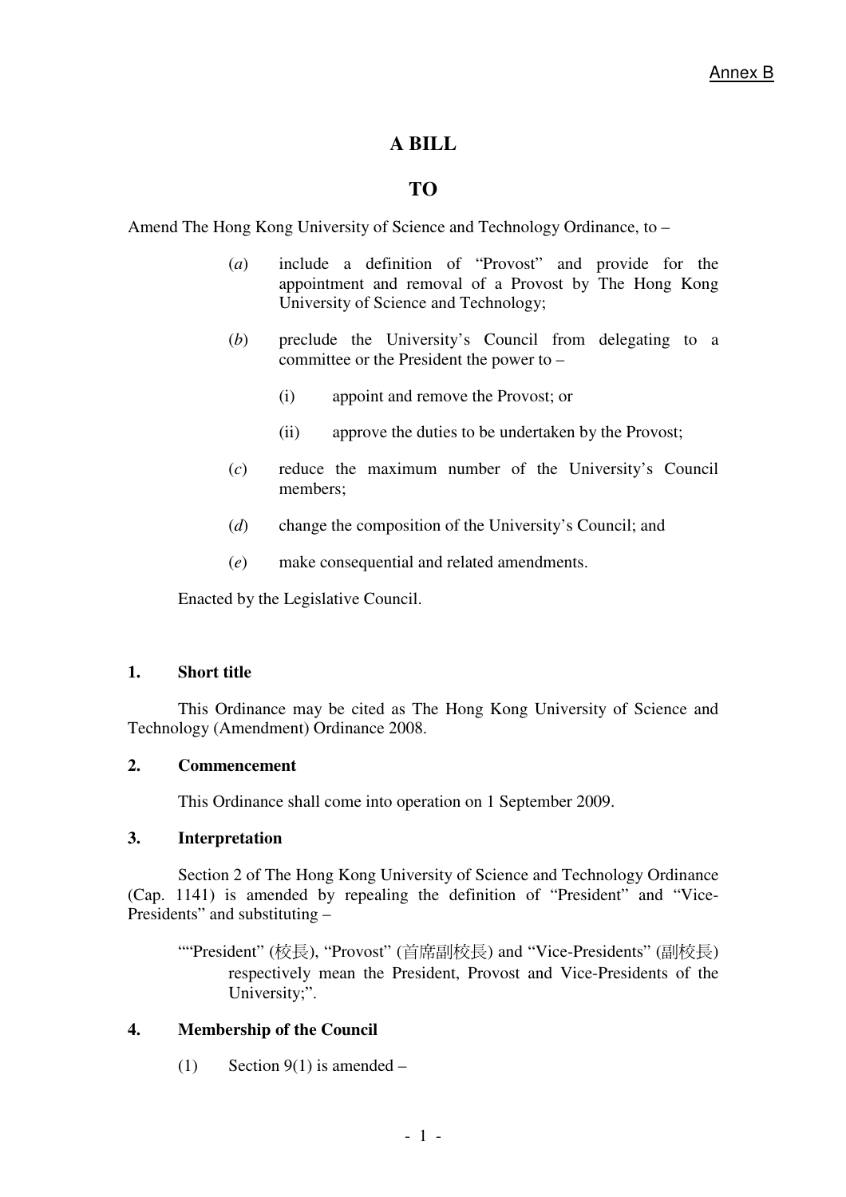Annex B

# A BILL

# TO

Amend The Hong Kong University of Science and Technology Ordinance, to –

(*a*) include a definition of "Provost" and provide for the appointment and removal of a Provost by The Hong Kong University of Science and Technology;

(*b*) preclude the University's Council from delegating to a committee or the President the power to –

(i) appoint and remove the Provost; or

(ii) approve the duties to be undertaken by the Provost;

(*c*) reduce the maximum number of the University's Council members;

(*d*) change the composition of the University's Council; and

(*e*) make consequential and related amendments.

Enacted by the Legislative Council.

**1. Short title**

This Ordinance may be cited as The Hong Kong University of Science and Technology (Amendment) Ordinance 2008.

**2. Commencement**

This Ordinance shall come into operation on 1 September 2009.

**3. Interpretation**

Section 2 of The Hong Kong University of Science and Technology Ordinance (Cap. 1141) is amended by repealing the definition of "President" and "Vice-Presidents" and substituting –

""President" (校長), "Provost" (首席副校長) and "Vice-Presidents" (副校長) respectively mean the President, Provost and Vice-Presidents of the University;".

**4. Membership of the Council**

(1) Section 9(1) is amended –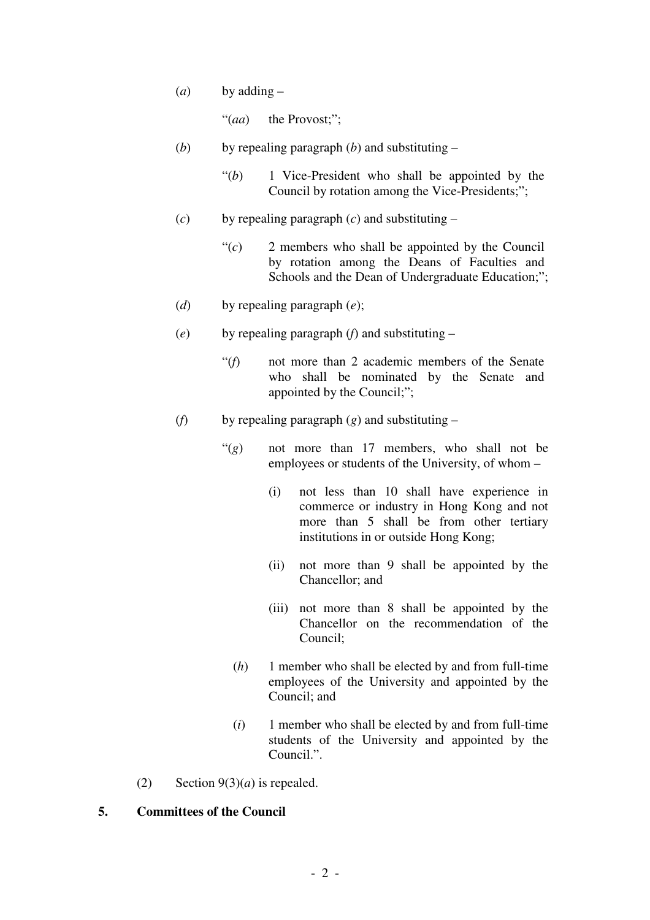(*a*) by adding –

"(*aa*) the Provost;";

(*b*) by repealing paragraph (*b*) and substituting –

"(*b*) 1 Vice-President who shall be appointed by the Council by rotation among the Vice-Presidents;";

(*c*) by repealing paragraph (*c*) and substituting –

"(*c*) 2 members who shall be appointed by the Council by rotation among the Deans of Faculties and Schools and the Dean of Undergraduate Education;";

(*d*) by repealing paragraph (*e*);

(*e*) by repealing paragraph (*f*) and substituting –

"(*f*) not more than 2 academic members of the Senate who shall be nominated by the Senate and appointed by the Council;";

(*f*) by repealing paragraph (*g*) and substituting –

"(*g*) not more than 17 members, who shall not be employees or students of the University, of whom –

(i) not less than 10 shall have experience in commerce or industry in Hong Kong and not more than 5 shall be from other tertiary institutions in or outside Hong Kong;

(ii) not more than 9 shall be appointed by the Chancellor; and

(iii) not more than 8 shall be appointed by the Chancellor on the recommendation of the Council;

(*h*) 1 member who shall be elected by and from full-time employees of the University and appointed by the Council; and

(*i*) 1 member who shall be elected by and from full-time students of the University and appointed by the Council.".

(2) Section 9(3)(*a*) is repealed.

**5. Committees of the Council**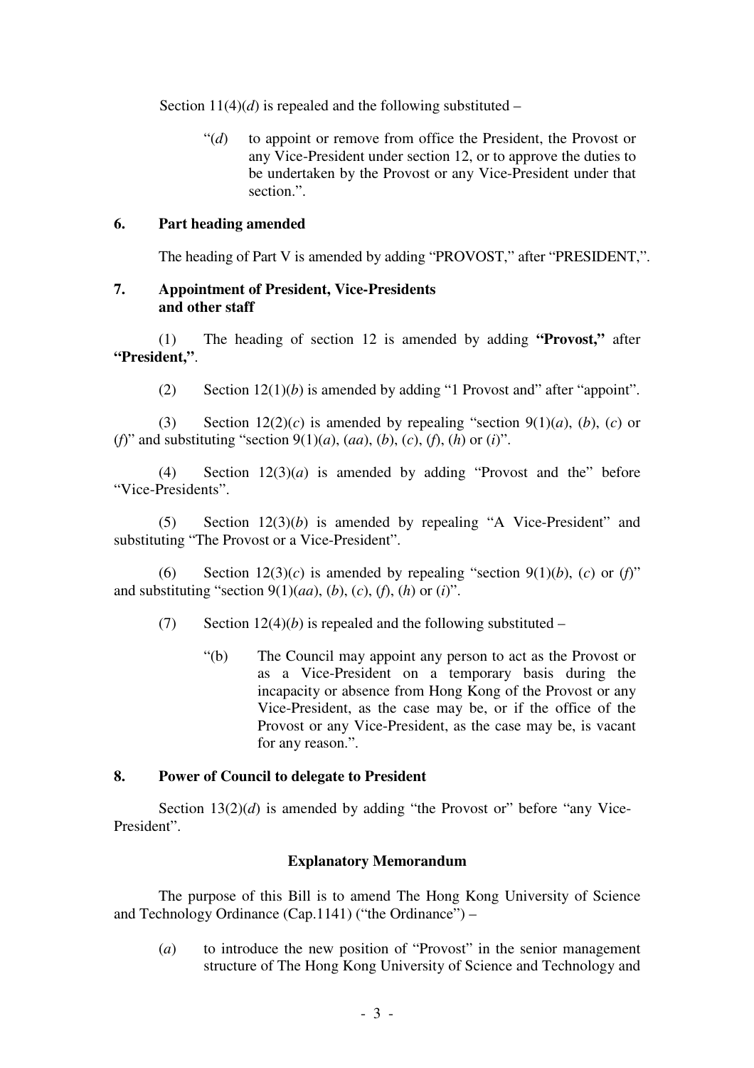Section 11(4)(*d*) is repealed and the following substituted –

> "(*d*) to appoint or remove from office the President, the Provost or any Vice-President under section 12, or to approve the duties to be undertaken by the Provost or any Vice-President under that section.".

### 6. Part heading amended

The heading of Part V is amended by adding "PROVOST," after "PRESIDENT,".

### 7. Appointment of President, Vice-Presidents and other staff

(1) The heading of section 12 is amended by adding **"Provost,"** after **"President,"**.

(2) Section 12(1)(*b*) is amended by adding "1 Provost and" after "appoint".

(3) Section 12(2)(*c*) is amended by repealing "section 9(1)(*a*), (*b*), (*c*) or (*f*)" and substituting "section 9(1)(*a*), (*aa*), (*b*), (*c*), (*f*), (*h*) or (*i*)".

(4) Section 12(3)(*a*) is amended by adding "Provost and the" before "Vice-Presidents".

(5) Section 12(3)(*b*) is amended by repealing "A Vice-President" and substituting "The Provost or a Vice-President".

(6) Section 12(3)(*c*) is amended by repealing "section 9(1)(*b*), (*c*) or (*f*)" and substituting "section 9(1)(*aa*), (*b*), (*c*), (*f*), (*h*) or (*i*)".

(7) Section 12(4)(*b*) is repealed and the following substituted –

> "(b) The Council may appoint any person to act as the Provost or as a Vice-President on a temporary basis during the incapacity or absence from Hong Kong of the Provost or any Vice-President, as the case may be, or if the office of the Provost or any Vice-President, as the case may be, is vacant for any reason.".

### 8. Power of Council to delegate to President

Section 13(2)(*d*) is amended by adding "the Provost or" before "any Vice-President".

## Explanatory Memorandum

The purpose of this Bill is to amend The Hong Kong University of Science and Technology Ordinance (Cap.1141) ("the Ordinance") –

(*a*) to introduce the new position of "Provost" in the senior management structure of The Hong Kong University of Science and Technology and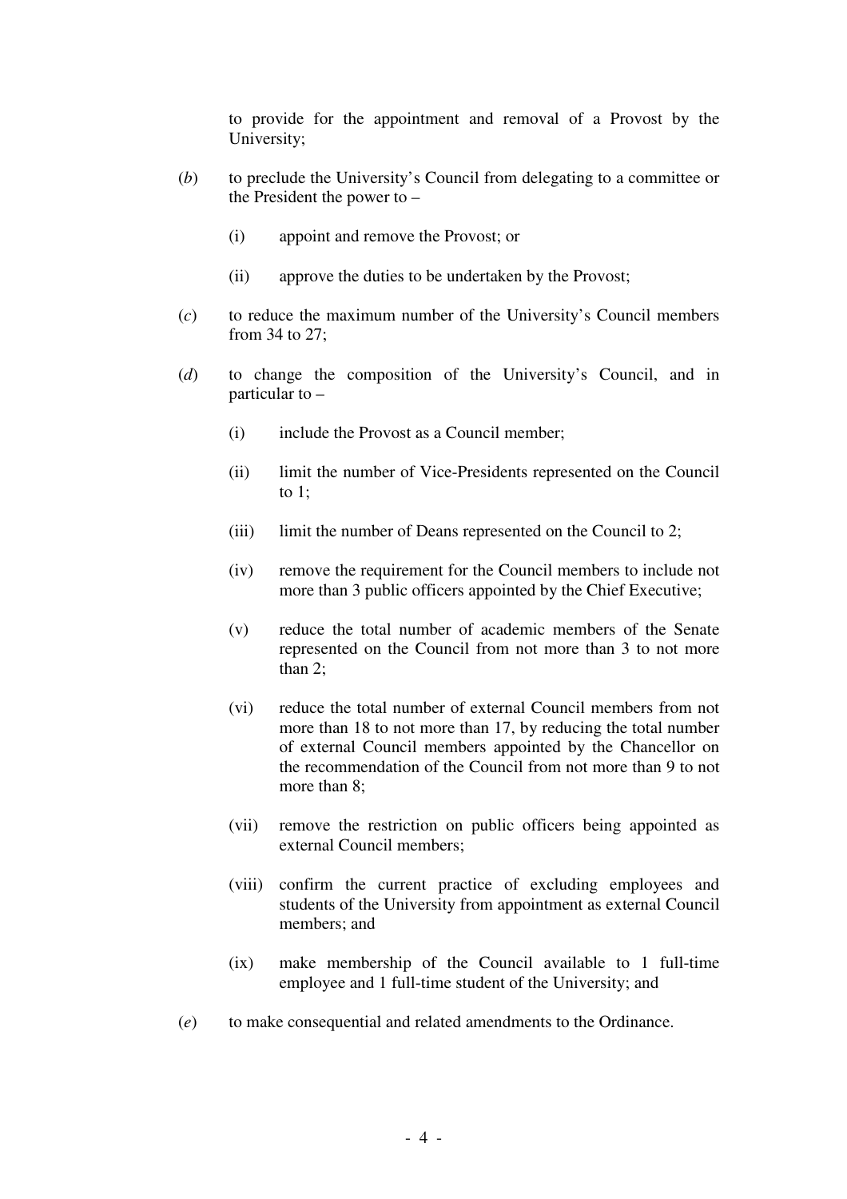to provide for the appointment and removal of a Provost by the University;

(*b*) to preclude the University's Council from delegating to a committee or the President the power to –

(i) appoint and remove the Provost; or

(ii) approve the duties to be undertaken by the Provost;

(*c*) to reduce the maximum number of the University's Council members from 34 to 27;

(*d*) to change the composition of the University's Council, and in particular to –

(i) include the Provost as a Council member;

(ii) limit the number of Vice-Presidents represented on the Council to 1;

(iii) limit the number of Deans represented on the Council to 2;

(iv) remove the requirement for the Council members to include not more than 3 public officers appointed by the Chief Executive;

(v) reduce the total number of academic members of the Senate represented on the Council from not more than 3 to not more than 2;

(vi) reduce the total number of external Council members from not more than 18 to not more than 17, by reducing the total number of external Council members appointed by the Chancellor on the recommendation of the Council from not more than 9 to not more than 8;

(vii) remove the restriction on public officers being appointed as external Council members;

(viii) confirm the current practice of excluding employees and students of the University from appointment as external Council members; and

(ix) make membership of the Council available to 1 full-time employee and 1 full-time student of the University; and

(*e*) to make consequential and related amendments to the Ordinance.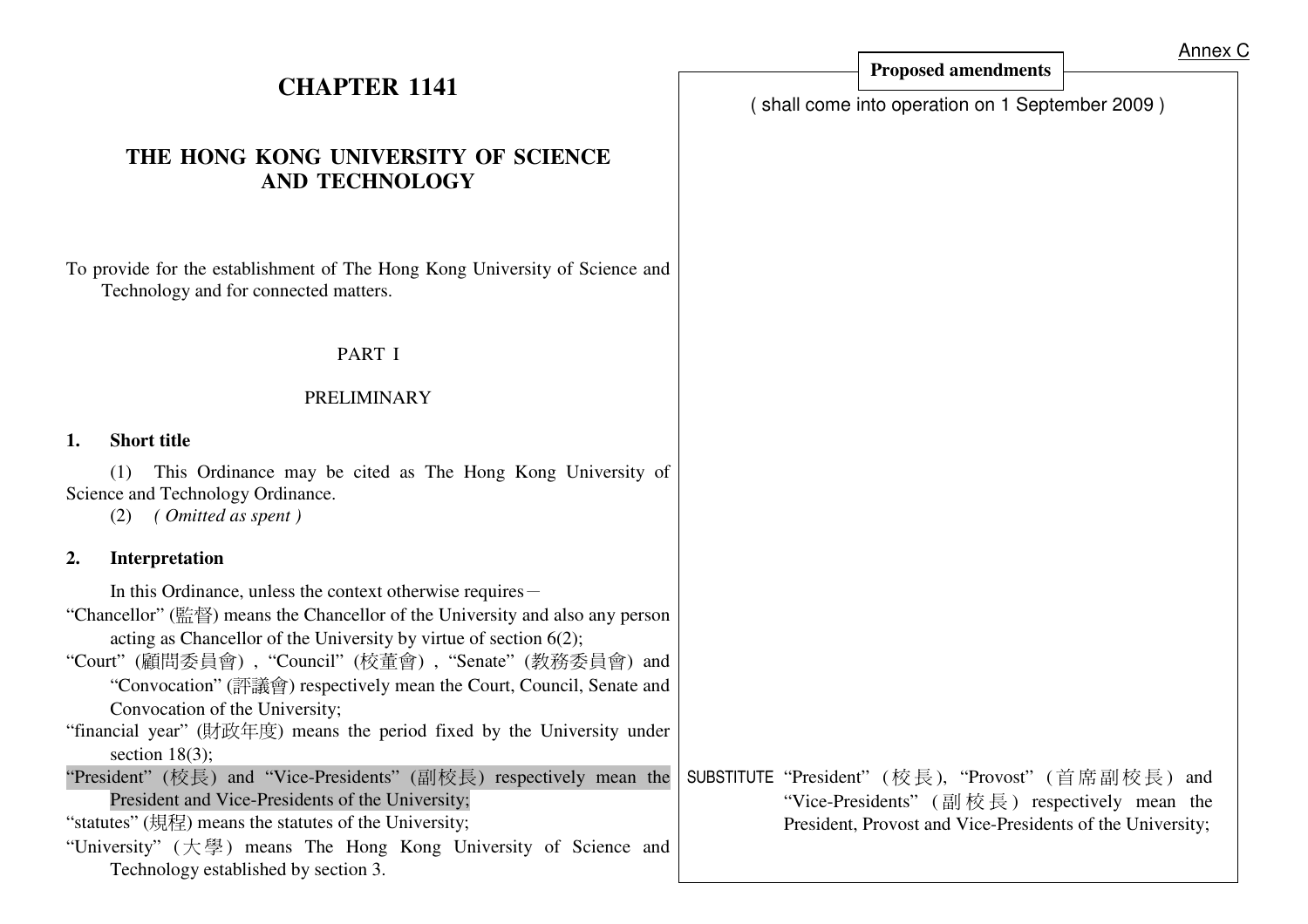Annex C

# CHAPTER 1141

## THE HONG KONG UNIVERSITY OF SCIENCE AND TECHNOLOGY

To provide for the establishment of The Hong Kong University of Science and Technology and for connected matters.

PART I

PRELIMINARY

### 1. Short title

(1) This Ordinance may be cited as The Hong Kong University of Science and Technology Ordinance.

(2) *( Omitted as spent )*

### 2. Interpretation

In this Ordinance, unless the context otherwise requires－

"Chancellor" (監督) means the Chancellor of the University and also any person acting as Chancellor of the University by virtue of section 6(2);

"Court" (顧問委員會), "Council" (校董會), "Senate" (教務委員會) and "Convocation" (評議會) respectively mean the Court, Council, Senate and Convocation of the University;

"financial year" (財政年度) means the period fixed by the University under section 18(3);

"President" (校長) and "Vice-Presidents" (副校長) respectively mean the President and Vice-Presidents of the University;

"statutes" (規程) means the statutes of the University;

"University" (大學) means The Hong Kong University of Science and Technology established by section 3.

---

**Proposed amendments**

( shall come into operation on 1 September 2009 )

SUBSTITUTE "President" (校長), "Provost" (首席副校長) and "Vice-Presidents" (副校長) respectively mean the President, Provost and Vice-Presidents of the University;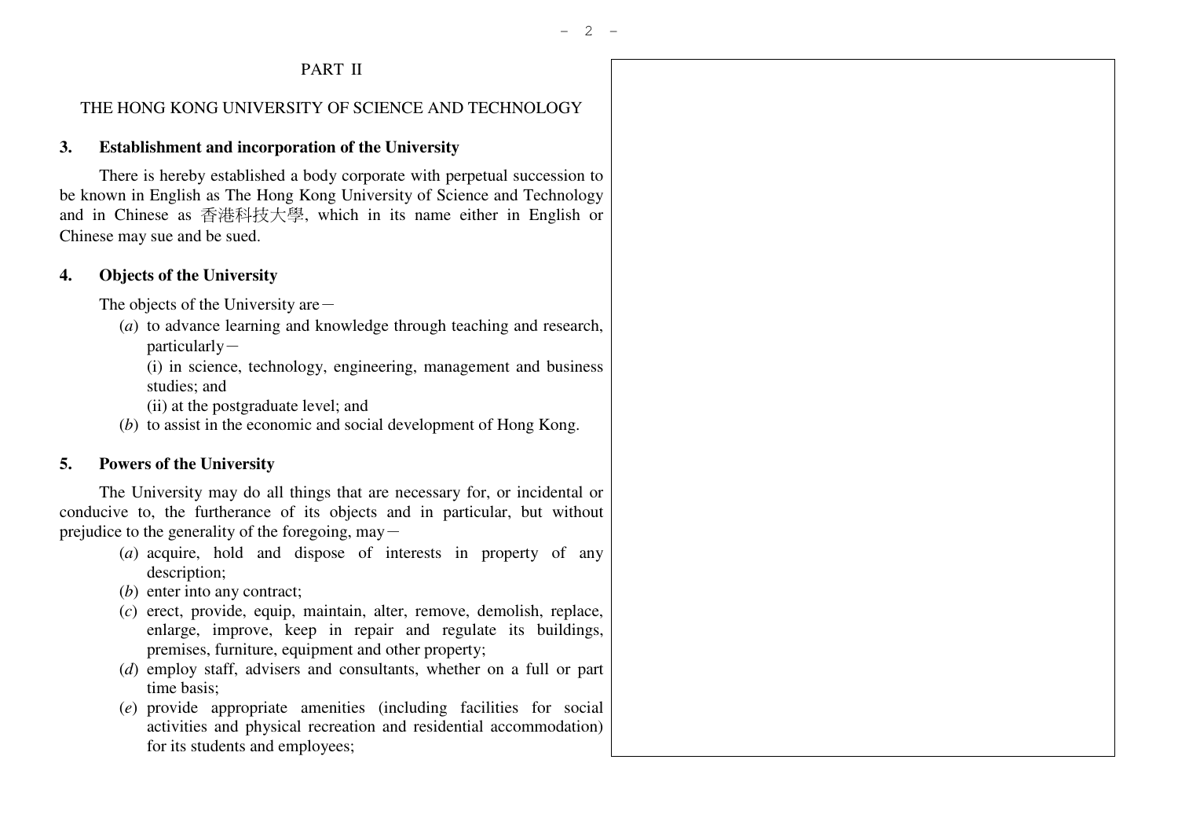## PART II

## THE HONG KONG UNIVERSITY OF SCIENCE AND TECHNOLOGY

### 3. Establishment and incorporation of the University

There is hereby established a body corporate with perpetual succession to be known in English as The Hong Kong University of Science and Technology and in Chinese as 香港科技大學, which in its name either in English or Chinese may sue and be sued.

### 4. Objects of the University

The objects of the University are—

(*a*) to advance learning and knowledge through teaching and research, particularly—

(i) in science, technology, engineering, management and business studies; and

(ii) at the postgraduate level; and

(*b*) to assist in the economic and social development of Hong Kong.

### 5. Powers of the University

The University may do all things that are necessary for, or incidental or conducive to, the furtherance of its objects and in particular, but without prejudice to the generality of the foregoing, may—

(*a*) acquire, hold and dispose of interests in property of any description;

(*b*) enter into any contract;

(*c*) erect, provide, equip, maintain, alter, remove, demolish, replace, enlarge, improve, keep in repair and regulate its buildings, premises, furniture, equipment and other property;

(*d*) employ staff, advisers and consultants, whether on a full or part time basis;

(*e*) provide appropriate amenities (including facilities for social activities and physical recreation and residential accommodation) for its students and employees;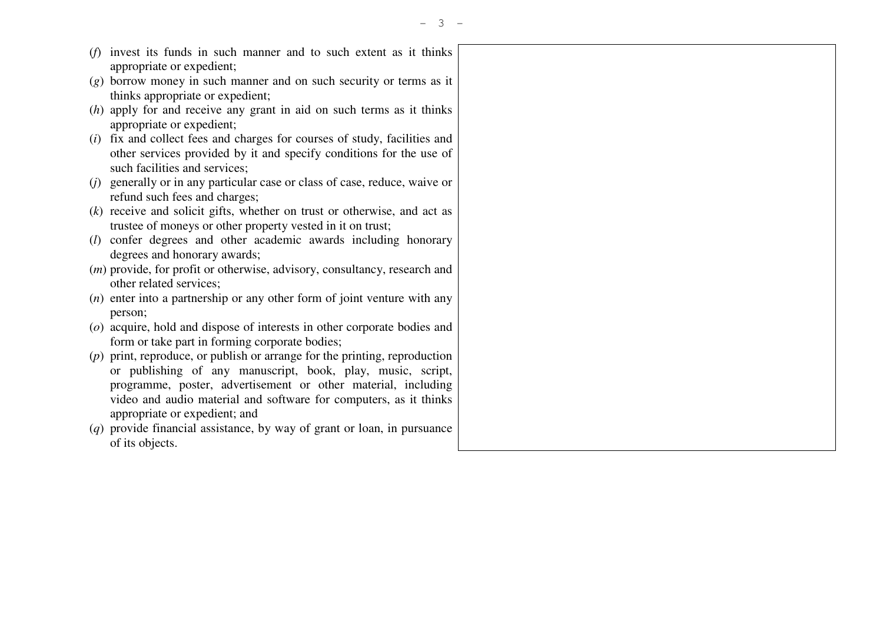(*f*) invest its funds in such manner and to such extent as it thinks appropriate or expedient;

(*g*) borrow money in such manner and on such security or terms as it thinks appropriate or expedient;

(*h*) apply for and receive any grant in aid on such terms as it thinks appropriate or expedient;

(*i*) fix and collect fees and charges for courses of study, facilities and other services provided by it and specify conditions for the use of such facilities and services;

(*j*) generally or in any particular case or class of case, reduce, waive or refund such fees and charges;

(*k*) receive and solicit gifts, whether on trust or otherwise, and act as trustee of moneys or other property vested in it on trust;

(*l*) confer degrees and other academic awards including honorary degrees and honorary awards;

(*m*) provide, for profit or otherwise, advisory, consultancy, research and other related services;

(*n*) enter into a partnership or any other form of joint venture with any person;

(*o*) acquire, hold and dispose of interests in other corporate bodies and form or take part in forming corporate bodies;

(*p*) print, reproduce, or publish or arrange for the printing, reproduction or publishing of any manuscript, book, play, music, script, programme, poster, advertisement or other material, including video and audio material and software for computers, as it thinks appropriate or expedient; and

(*q*) provide financial assistance, by way of grant or loan, in pursuance of its objects.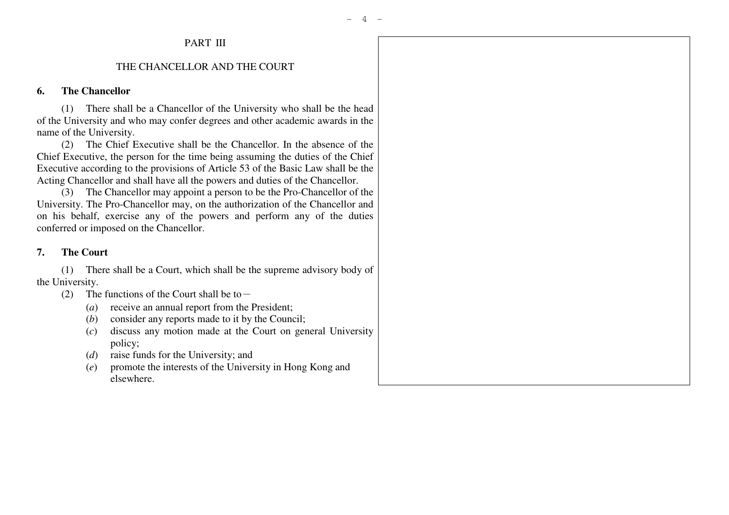PART III

THE CHANCELLOR AND THE COURT

**6. The Chancellor**

(1) There shall be a Chancellor of the University who shall be the head of the University and who may confer degrees and other academic awards in the name of the University.

(2) The Chief Executive shall be the Chancellor. In the absence of the Chief Executive, the person for the time being assuming the duties of the Chief Executive according to the provisions of Article 53 of the Basic Law shall be the Acting Chancellor and shall have all the powers and duties of the Chancellor.

(3) The Chancellor may appoint a person to be the Pro-Chancellor of the University. The Pro-Chancellor may, on the authorization of the Chancellor and on his behalf, exercise any of the powers and perform any of the duties conferred or imposed on the Chancellor.

**7. The Court**

(1) There shall be a Court, which shall be the supreme advisory body of the University.

(2) The functions of the Court shall be to－

(*a*) receive an annual report from the President;

(*b*) consider any reports made to it by the Council;

(*c*) discuss any motion made at the Court on general University policy;

(*d*) raise funds for the University; and

(*e*) promote the interests of the University in Hong Kong and elsewhere.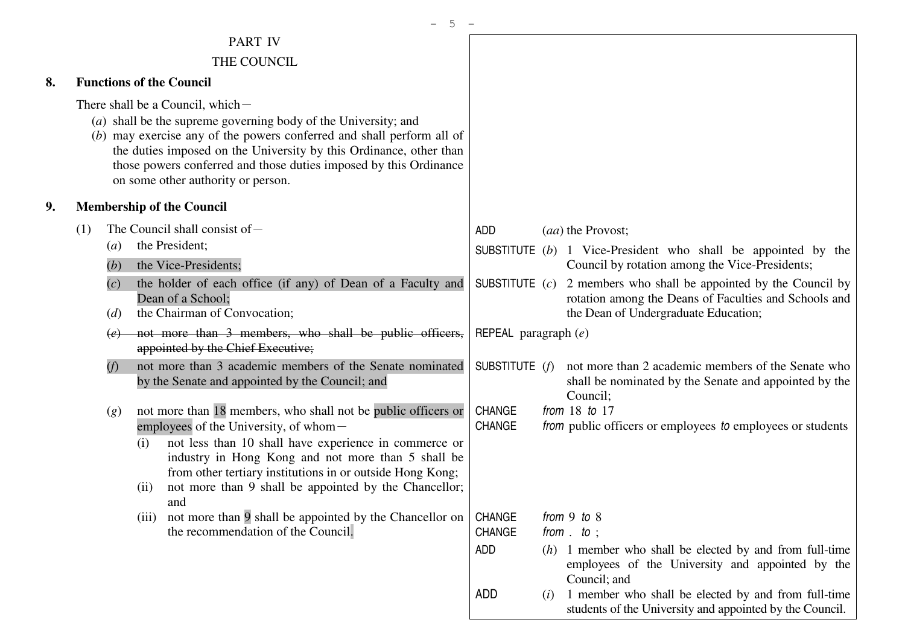## PART IV

## THE COUNCIL

### 8. Functions of the Council

There shall be a Council, which—

(*a*) shall be the supreme governing body of the University; and

(*b*) may exercise any of the powers conferred and shall perform all of the duties imposed on the University by this Ordinance, other than those powers conferred and those duties imposed by this Ordinance on some other authority or person.

### 9. Membership of the Council

| Existing text | Amendment |
| --- | --- |
| (1) The Council shall consist of— | ADD (*aa*) the Provost; |
| (*a*) the President; | |
| (*b*) the Vice-Presidents; | SUBSTITUTE (*b*) 1 Vice-President who shall be appointed by the Council by rotation among the Vice-Presidents; |
| (*c*) the holder of each office (if any) of Dean of a Faculty and Dean of a School; | SUBSTITUTE (*c*) 2 members who shall be appointed by the Council by rotation among the Deans of Faculties and Schools and the Dean of Undergraduate Education; |
| (*d*) the Chairman of Convocation; | |
| ~~(*e*) not more than 3 members, who shall be public officers, appointed by the Chief Executive;~~ | REPEAL paragraph (*e*) |
| (*f*) not more than 3 academic members of the Senate nominated by the Senate and appointed by the Council; and | SUBSTITUTE (*f*) not more than 2 academic members of the Senate who shall be nominated by the Senate and appointed by the Council; |
| (*g*) not more than 18 members, who shall not be public officers or employees of the University, of whom— | CHANGE *from* 18 *to* 17<br>CHANGE *from* public officers or employees *to* employees or students |
| (i) not less than 10 shall have experience in commerce or industry in Hong Kong and not more than 5 shall be from other tertiary institutions in or outside Hong Kong; | |
| (ii) not more than 9 shall be appointed by the Chancellor; and | |
| (iii) not more than 9 shall be appointed by the Chancellor on the recommendation of the Council. | CHANGE *from* 9 *to* 8<br>CHANGE *from* . *to* ; |
| | ADD (*h*) 1 member who shall be elected by and from full-time employees of the University and appointed by the Council; and |
| | ADD (*i*) 1 member who shall be elected by and from full-time students of the University and appointed by the Council. |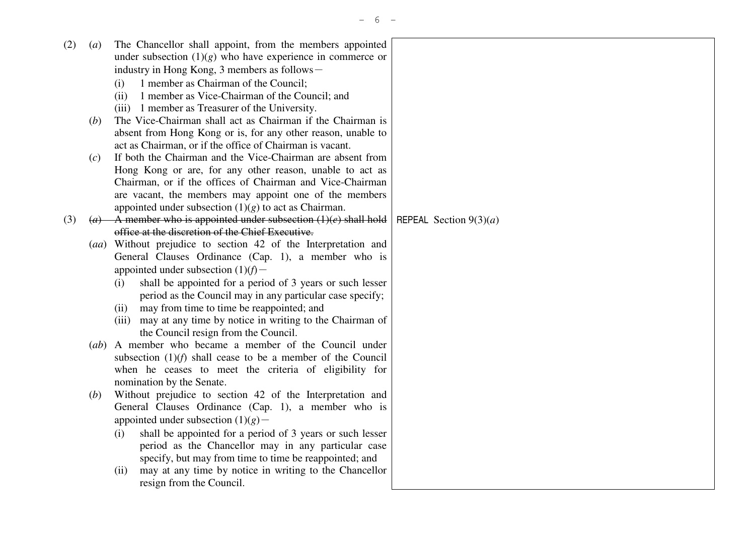| | |
|---|---|
| (2) (*a*) The Chancellor shall appoint, from the members appointed under subsection (1)(*g*) who have experience in commerce or industry in Hong Kong, 3 members as follows—<br>(i) 1 member as Chairman of the Council;<br>(ii) 1 member as Vice-Chairman of the Council; and<br>(iii) 1 member as Treasurer of the University.<br>(*b*) The Vice-Chairman shall act as Chairman if the Chairman is absent from Hong Kong or is, for any other reason, unable to act as Chairman, or if the office of Chairman is vacant.<br>(*c*) If both the Chairman and the Vice-Chairman are absent from Hong Kong or are, for any other reason, unable to act as Chairman, or if the offices of Chairman and Vice-Chairman are vacant, the members may appoint one of the members appointed under subsection (1)(*g*) to act as Chairman. | |
| (3) ~~(*a*) A member who is appointed under subsection (1)(*e*) shall hold office at the discretion of the Chief Executive.~~ | REPEAL Section 9(3)(*a*) |
| (*aa*) Without prejudice to section 42 of the Interpretation and General Clauses Ordinance (Cap. 1), a member who is appointed under subsection (1)(*f*)—<br>(i) shall be appointed for a period of 3 years or such lesser period as the Council may in any particular case specify;<br>(ii) may from time to time be reappointed; and<br>(iii) may at any time by notice in writing to the Chairman of the Council resign from the Council.<br>(*ab*) A member who became a member of the Council under subsection (1)(*f*) shall cease to be a member of the Council when he ceases to meet the criteria of eligibility for nomination by the Senate.<br>(*b*) Without prejudice to section 42 of the Interpretation and General Clauses Ordinance (Cap. 1), a member who is appointed under subsection (1)(*g*)—<br>(i) shall be appointed for a period of 3 years or such lesser period as the Chancellor may in any particular case specify, but may from time to time be reappointed; and<br>(ii) may at any time by notice in writing to the Chancellor resign from the Council. | |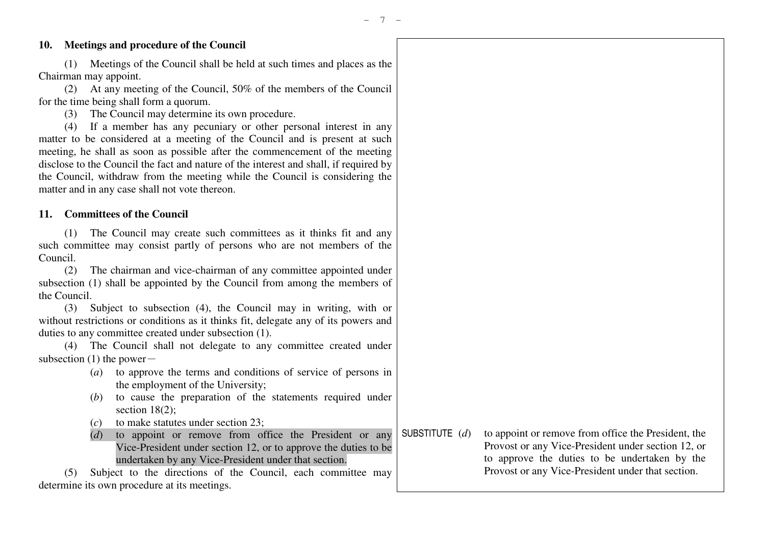## 10. Meetings and procedure of the Council

(1) Meetings of the Council shall be held at such times and places as the Chairman may appoint.

(2) At any meeting of the Council, 50% of the members of the Council for the time being shall form a quorum.

(3) The Council may determine its own procedure.

(4) If a member has any pecuniary or other personal interest in any matter to be considered at a meeting of the Council and is present at such meeting, he shall as soon as possible after the commencement of the meeting disclose to the Council the fact and nature of the interest and shall, if required by the Council, withdraw from the meeting while the Council is considering the matter and in any case shall not vote thereon.

## 11. Committees of the Council

(1) The Council may create such committees as it thinks fit and any such committee may consist partly of persons who are not members of the Council.

(2) The chairman and vice-chairman of any committee appointed under subsection (1) shall be appointed by the Council from among the members of the Council.

(3) Subject to subsection (4), the Council may in writing, with or without restrictions or conditions as it thinks fit, delegate any of its powers and duties to any committee created under subsection (1).

(4) The Council shall not delegate to any committee created under subsection (1) the power—

- (*a*) to approve the terms and conditions of service of persons in the employment of the University;
- (*b*) to cause the preparation of the statements required under section 18(2);
- (*c*) to make statutes under section 23;
- (*d*) to appoint or remove from office the President or any Vice-President under section 12, or to approve the duties to be undertaken by any Vice-President under that section.

SUBSTITUTE (*d*) to appoint or remove from office the President, the Provost or any Vice-President under section 12, or to approve the duties to be undertaken by the Provost or any Vice-President under that section.

(5) Subject to the directions of the Council, each committee may determine its own procedure at its meetings.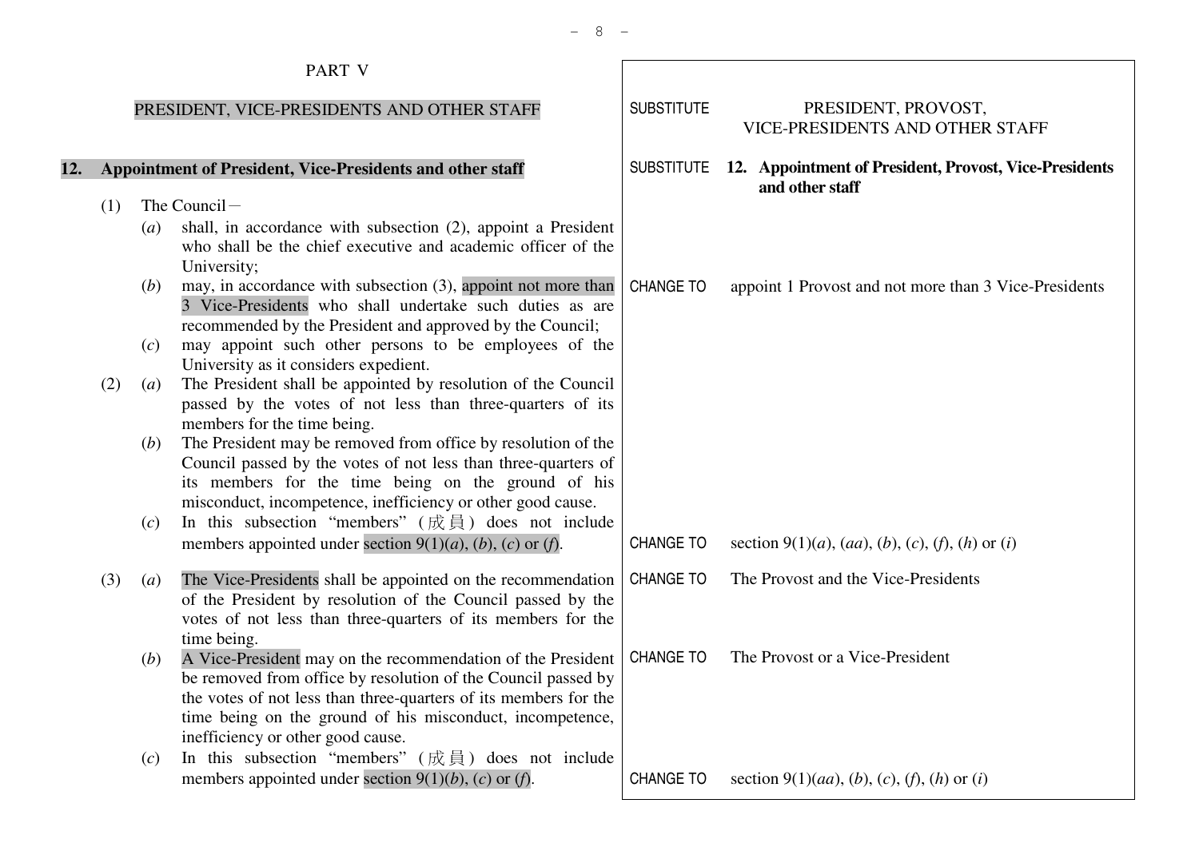PART V

PRESIDENT, VICE-PRESIDENTS AND OTHER STAFF

SUBSTITUTE PRESIDENT, PROVOST, VICE-PRESIDENTS AND OTHER STAFF

**12. Appointment of President, Vice-Presidents and other staff**

SUBSTITUTE **12. Appointment of President, Provost, Vice-Presidents and other staff**

(1) The Council－

(*a*) shall, in accordance with subsection (2), appoint a President who shall be the chief executive and academic officer of the University;

(*b*) may, in accordance with subsection (3), appoint not more than 3 Vice-Presidents who shall undertake such duties as are recommended by the President and approved by the Council;

CHANGE TO appoint 1 Provost and not more than 3 Vice-Presidents

(*c*) may appoint such other persons to be employees of the University as it considers expedient.

(2) (*a*) The President shall be appointed by resolution of the Council passed by the votes of not less than three-quarters of its members for the time being.

(*b*) The President may be removed from office by resolution of the Council passed by the votes of not less than three-quarters of its members for the time being on the ground of his misconduct, incompetence, inefficiency or other good cause.

(*c*) In this subsection "members" (成員) does not include members appointed under section 9(1)(*a*), (*b*), (*c*) or (*f*).

CHANGE TO section 9(1)(*a*), (*aa*), (*b*), (*c*), (*f*), (*h*) or (*i*)

(3) (*a*) The Vice-Presidents shall be appointed on the recommendation of the President by resolution of the Council passed by the votes of not less than three-quarters of its members for the time being.

CHANGE TO The Provost and the Vice-Presidents

(*b*) A Vice-President may on the recommendation of the President be removed from office by resolution of the Council passed by the votes of not less than three-quarters of its members for the time being on the ground of his misconduct, incompetence, inefficiency or other good cause.

CHANGE TO The Provost or a Vice-President

(*c*) In this subsection "members" (成員) does not include members appointed under section 9(1)(*b*), (*c*) or (*f*).

CHANGE TO section 9(1)(*aa*), (*b*), (*c*), (*f*), (*h*) or (*i*)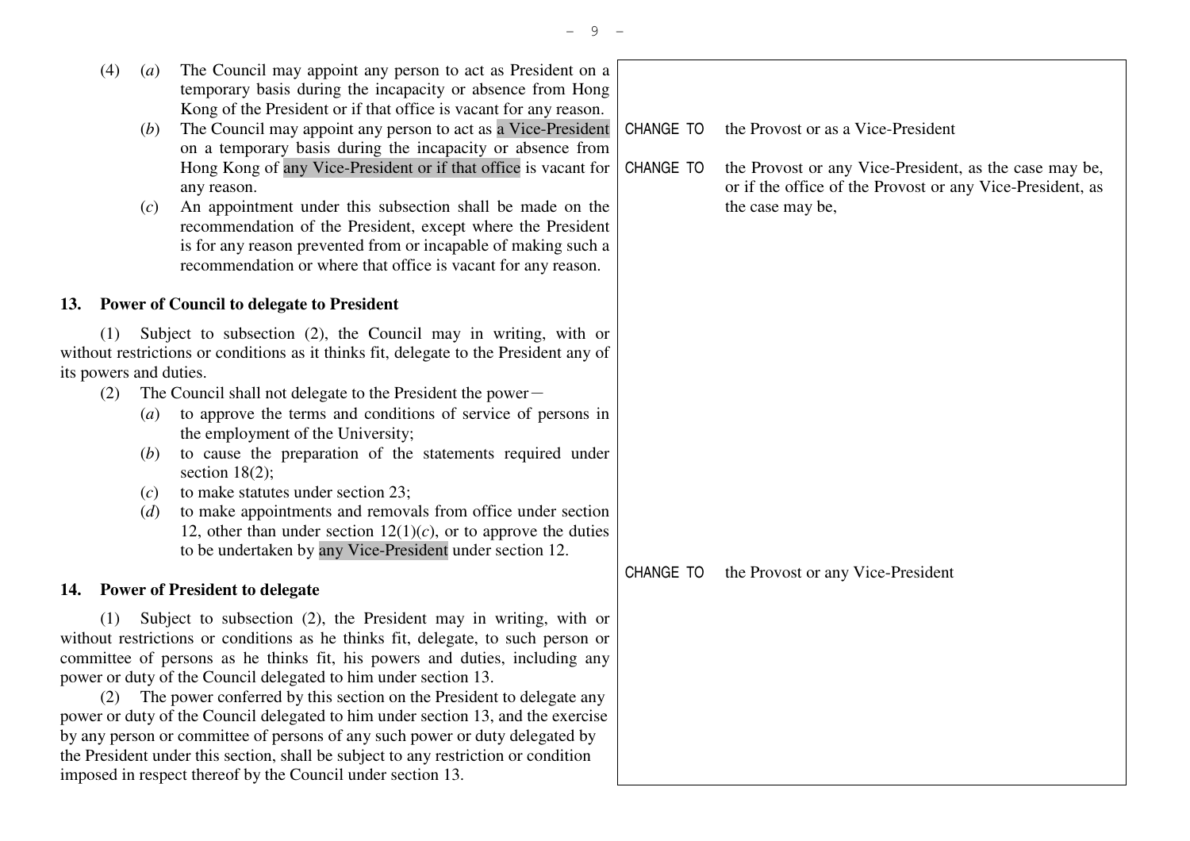(4) (*a*) The Council may appoint any person to act as President on a temporary basis during the incapacity or absence from Hong Kong of the President or if that office is vacant for any reason.

(*b*) The Council may appoint any person to act as a Vice-President on a temporary basis during the incapacity or absence from Hong Kong of any Vice-President or if that office is vacant for any reason.

> CHANGE TO "a Vice-President": the Provost or as a Vice-President
>
> CHANGE TO "any Vice-President or if that office": the Provost or any Vice-President, as the case may be, or if the office of the Provost or any Vice-President, as the case may be,

(*c*) An appointment under this subsection shall be made on the recommendation of the President, except where the President is for any reason prevented from or incapable of making such a recommendation or where that office is vacant for any reason.

## 13. Power of Council to delegate to President

(1) Subject to subsection (2), the Council may in writing, with or without restrictions or conditions as it thinks fit, delegate to the President any of its powers and duties.

(2) The Council shall not delegate to the President the power—

(*a*) to approve the terms and conditions of service of persons in the employment of the University;

(*b*) to cause the preparation of the statements required under section 18(2);

(*c*) to make statutes under section 23;

(*d*) to make appointments and removals from office under section 12, other than under section 12(1)(*c*), or to approve the duties to be undertaken by any Vice-President under section 12.

> CHANGE TO "any Vice-President": the Provost or any Vice-President

## 14. Power of President to delegate

(1) Subject to subsection (2), the President may in writing, with or without restrictions or conditions as he thinks fit, delegate, to such person or committee of persons as he thinks fit, his powers and duties, including any power or duty of the Council delegated to him under section 13.

(2) The power conferred by this section on the President to delegate any power or duty of the Council delegated to him under section 13, and the exercise by any person or committee of persons of any such power or duty delegated by the President under this section, shall be subject to any restriction or condition imposed in respect thereof by the Council under section 13.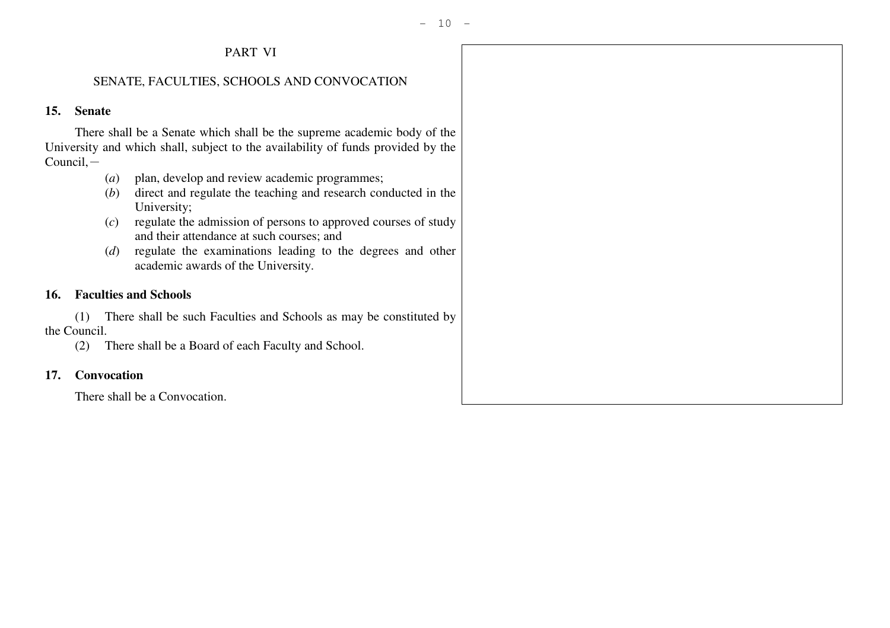PART VI

SENATE, FACULTIES, SCHOOLS AND CONVOCATION

**15. Senate**

There shall be a Senate which shall be the supreme academic body of the University and which shall, subject to the availability of funds provided by the Council,—

(*a*) plan, develop and review academic programmes;

(*b*) direct and regulate the teaching and research conducted in the University;

(*c*) regulate the admission of persons to approved courses of study and their attendance at such courses; and

(*d*) regulate the examinations leading to the degrees and other academic awards of the University.

**16. Faculties and Schools**

(1) There shall be such Faculties and Schools as may be constituted by the Council.

(2) There shall be a Board of each Faculty and School.

**17. Convocation**

There shall be a Convocation.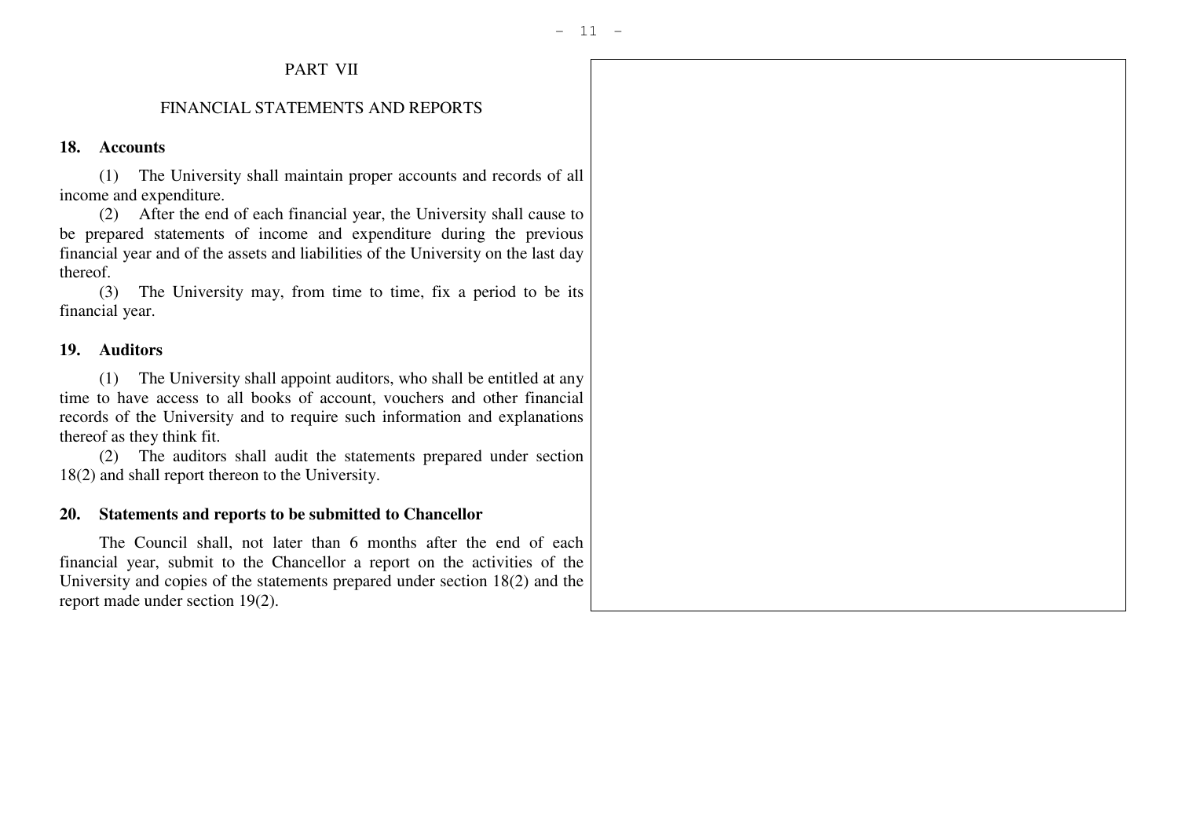## PART VII

## FINANCIAL STATEMENTS AND REPORTS

### 18. Accounts

(1) The University shall maintain proper accounts and records of all income and expenditure.

(2) After the end of each financial year, the University shall cause to be prepared statements of income and expenditure during the previous financial year and of the assets and liabilities of the University on the last day thereof.

(3) The University may, from time to time, fix a period to be its financial year.

### 19. Auditors

(1) The University shall appoint auditors, who shall be entitled at any time to have access to all books of account, vouchers and other financial records of the University and to require such information and explanations thereof as they think fit.

(2) The auditors shall audit the statements prepared under section 18(2) and shall report thereon to the University.

### 20. Statements and reports to be submitted to Chancellor

The Council shall, not later than 6 months after the end of each financial year, submit to the Chancellor a report on the activities of the University and copies of the statements prepared under section 18(2) and the report made under section 19(2).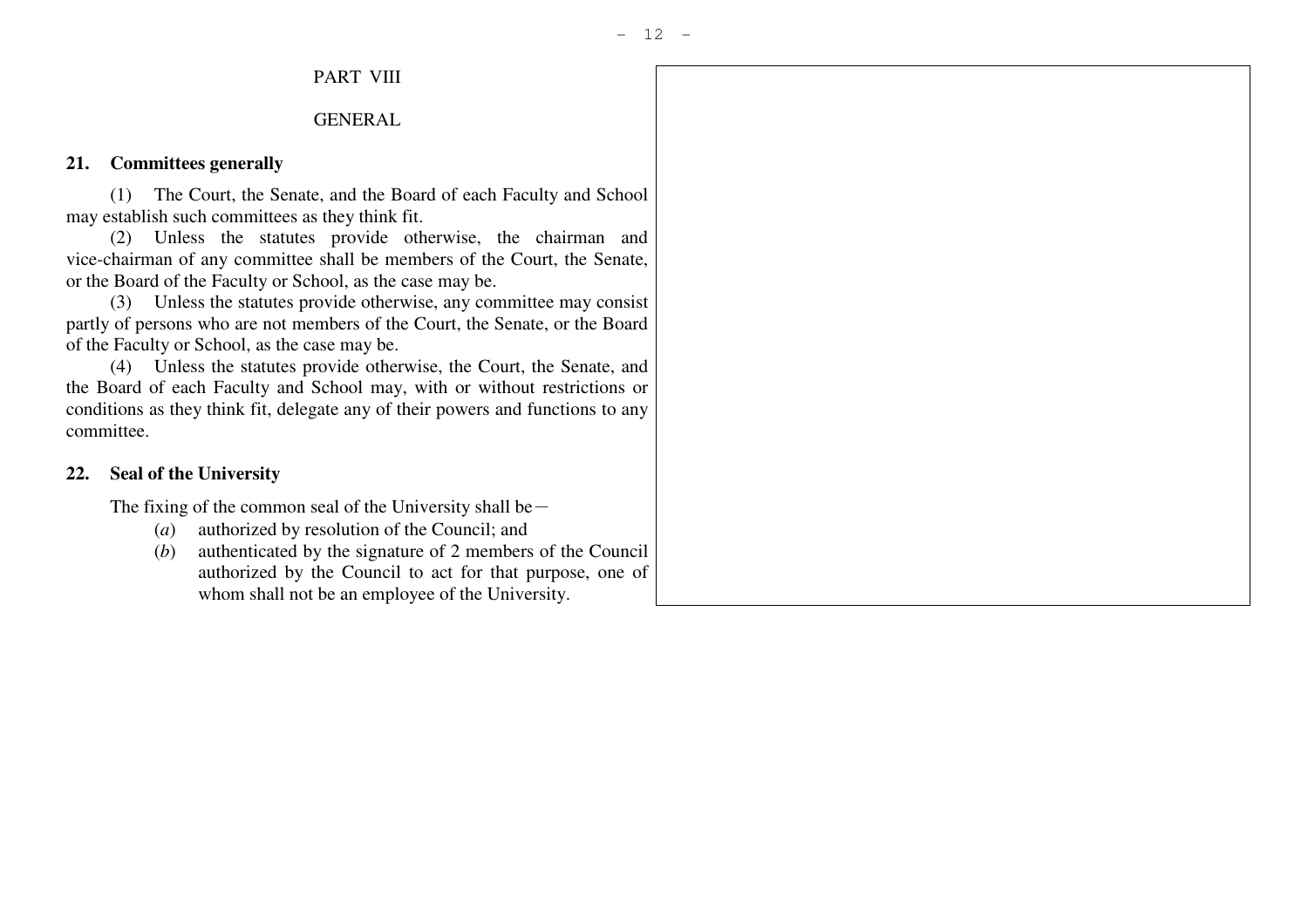PART VIII

GENERAL

**21. Committees generally**

(1) The Court, the Senate, and the Board of each Faculty and School may establish such committees as they think fit.

(2) Unless the statutes provide otherwise, the chairman and vice-chairman of any committee shall be members of the Court, the Senate, or the Board of the Faculty or School, as the case may be.

(3) Unless the statutes provide otherwise, any committee may consist partly of persons who are not members of the Court, the Senate, or the Board of the Faculty or School, as the case may be.

(4) Unless the statutes provide otherwise, the Court, the Senate, and the Board of each Faculty and School may, with or without restrictions or conditions as they think fit, delegate any of their powers and functions to any committee.

**22. Seal of the University**

The fixing of the common seal of the University shall be—

(*a*) authorized by resolution of the Council; and

(*b*) authenticated by the signature of 2 members of the Council authorized by the Council to act for that purpose, one of whom shall not be an employee of the University.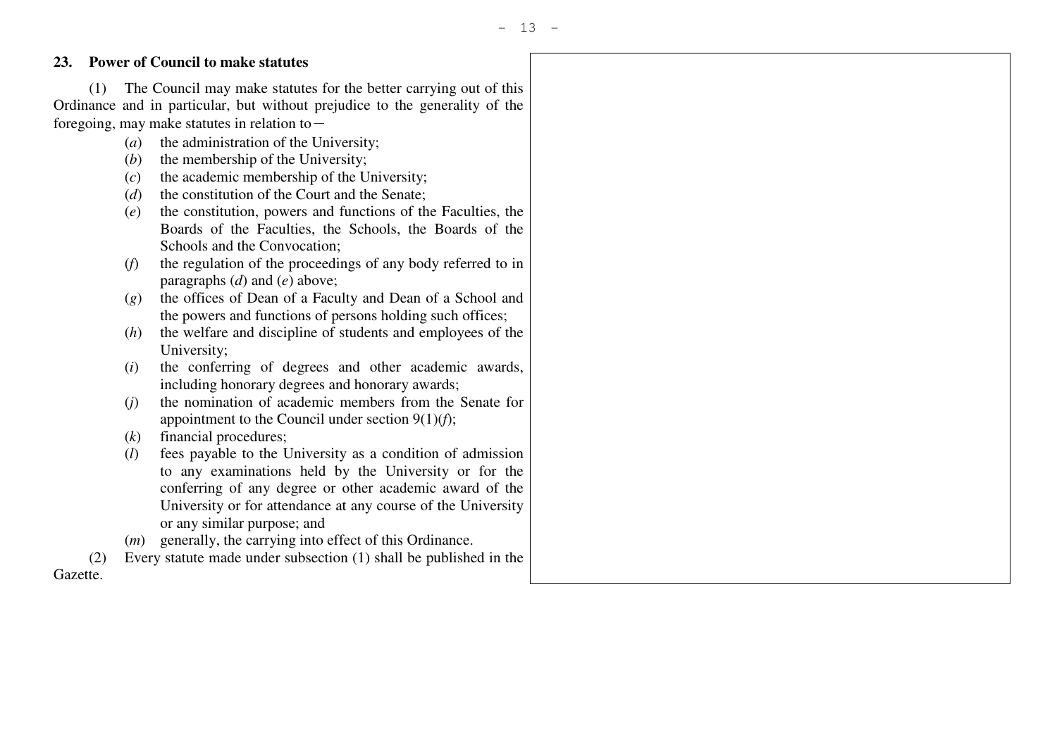### 23. Power of Council to make statutes

(1) The Council may make statutes for the better carrying out of this Ordinance and in particular, but without prejudice to the generality of the foregoing, may make statutes in relation to—

- (*a*) the administration of the University;
- (*b*) the membership of the University;
- (*c*) the academic membership of the University;
- (*d*) the constitution of the Court and the Senate;
- (*e*) the constitution, powers and functions of the Faculties, the Boards of the Faculties, the Schools, the Boards of the Schools and the Convocation;
- (*f*) the regulation of the proceedings of any body referred to in paragraphs (*d*) and (*e*) above;
- (*g*) the offices of Dean of a Faculty and Dean of a School and the powers and functions of persons holding such offices;
- (*h*) the welfare and discipline of students and employees of the University;
- (*i*) the conferring of degrees and other academic awards, including honorary degrees and honorary awards;
- (*j*) the nomination of academic members from the Senate for appointment to the Council under section 9(1)(*f*);
- (*k*) financial procedures;
- (*l*) fees payable to the University as a condition of admission to any examinations held by the University or for the conferring of any degree or other academic award of the University or for attendance at any course of the University or any similar purpose; and
- (*m*) generally, the carrying into effect of this Ordinance.

(2) Every statute made under subsection (1) shall be published in the Gazette.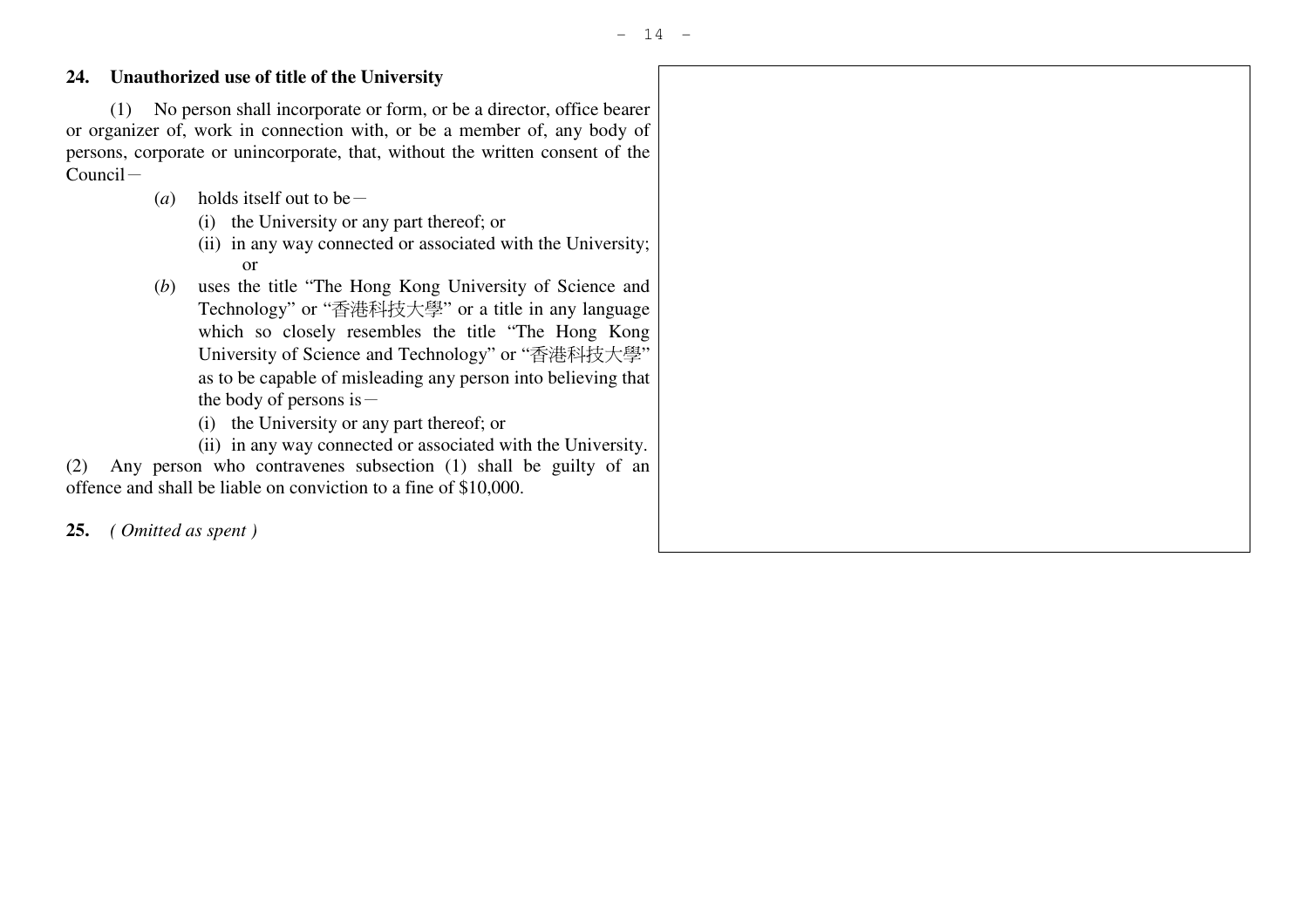**24. Unauthorized use of title of the University**

(1) No person shall incorporate or form, or be a director, office bearer or organizer of, work in connection with, or be a member of, any body of persons, corporate or unincorporate, that, without the written consent of the Council－

(*a*) holds itself out to be－

(i) the University or any part thereof; or

(ii) in any way connected or associated with the University; or

(*b*) uses the title "The Hong Kong University of Science and Technology" or "香港科技大學" or a title in any language which so closely resembles the title "The Hong Kong University of Science and Technology" or "香港科技大學" as to be capable of misleading any person into believing that the body of persons is－

(i) the University or any part thereof; or

(ii) in any way connected or associated with the University.

(2) Any person who contravenes subsection (1) shall be guilty of an offence and shall be liable on conviction to a fine of $10,000.

**25.** *( Omitted as spent )*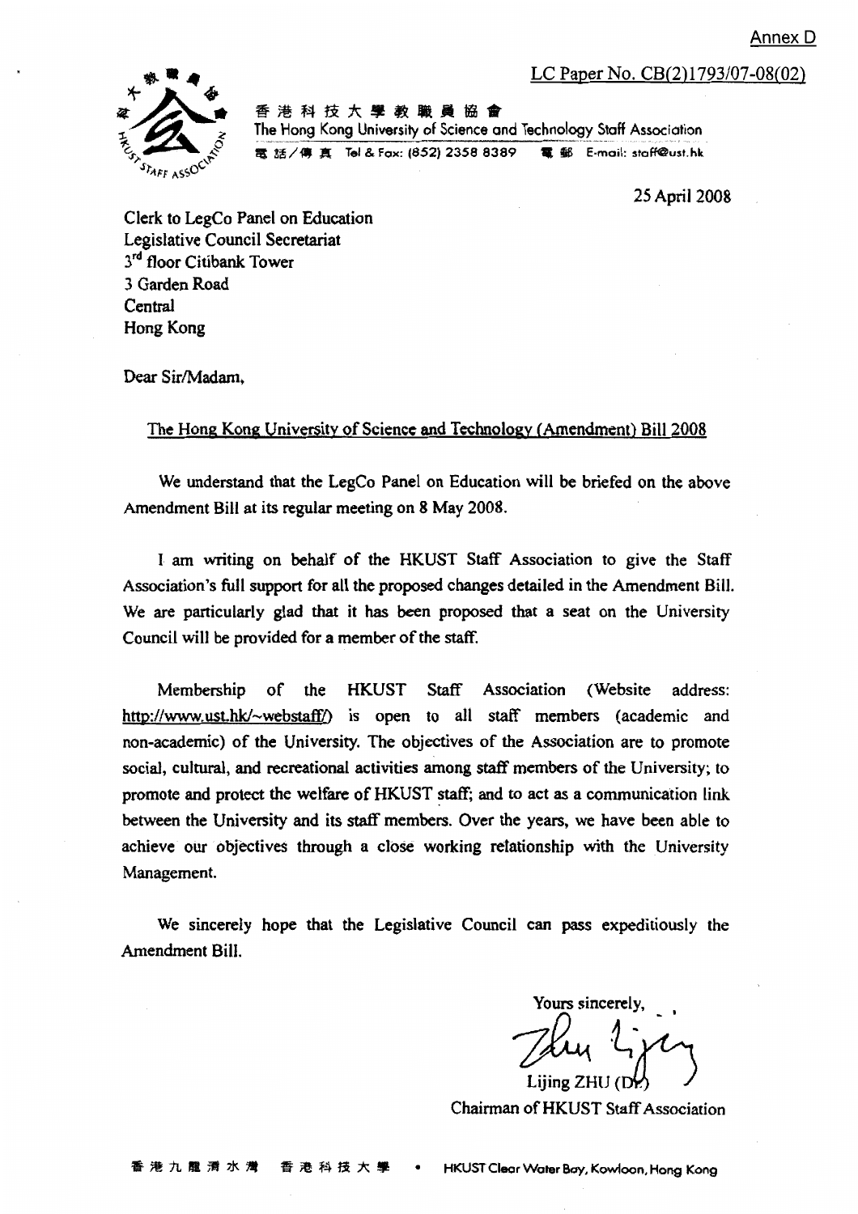Annex D

LC Paper No. CB(2)1793/07-08(02)

香港科技大學教職員協會
The Hong Kong University of Science and Technology Staff Association
電話/傳真 Tel & Fax: (852) 2358 8389 電郵 E-mail: staff@ust.hk

25 April 2008

Clerk to LegCo Panel on Education
Legislative Council Secretariat
3rd floor Citibank Tower
3 Garden Road
Central
Hong Kong

Dear Sir/Madam,

The Hong Kong University of Science and Technology (Amendment) Bill 2008

We understand that the LegCo Panel on Education will be briefed on the above Amendment Bill at its regular meeting on 8 May 2008.

I am writing on behalf of the HKUST Staff Association to give the Staff Association's full support for all the proposed changes detailed in the Amendment Bill. We are particularly glad that it has been proposed that a seat on the University Council will be provided for a member of the staff.

Membership of the HKUST Staff Association (Website address: http://www.ust.hk/~webstaff/) is open to all staff members (academic and non-academic) of the University. The objectives of the Association are to promote social, cultural, and recreational activities among staff members of the University; to promote and protect the welfare of HKUST staff; and to act as a communication link between the University and its staff members. Over the years, we have been able to achieve our objectives through a close working relationship with the University Management.

We sincerely hope that the Legislative Council can pass expeditiously the Amendment Bill.

Yours sincerely,

Lijing ZHU (Dr.)
Chairman of HKUST Staff Association

香港九龍清水灣 香港科技大學 • HKUST Clear Water Bay, Kowloon, Hong Kong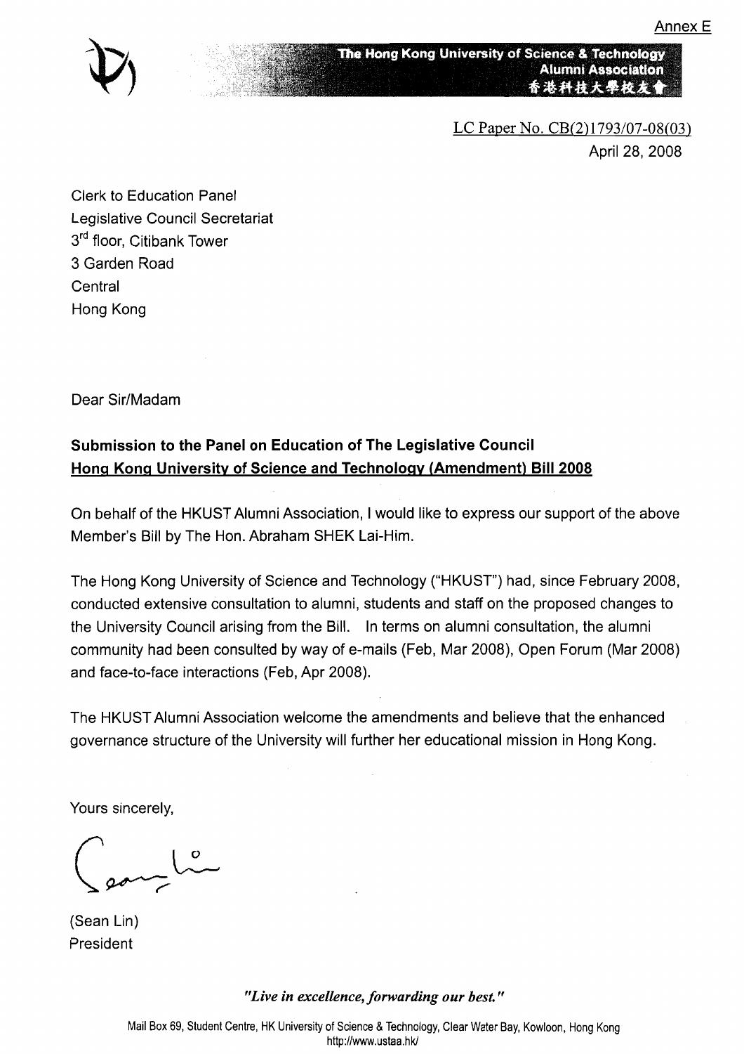Annex E

The Hong Kong University of Science & Technology
Alumni Association
香港科技大學校友會

LC Paper No. CB(2)1793/07-08(03)

April 28, 2008

Clerk to Education Panel
Legislative Council Secretariat
3rd floor, Citibank Tower
3 Garden Road
Central
Hong Kong

Dear Sir/Madam

**Submission to the Panel on Education of The Legislative Council**
**Hong Kong University of Science and Technology (Amendment) Bill 2008**

On behalf of the HKUST Alumni Association, I would like to express our support of the above Member's Bill by The Hon. Abraham SHEK Lai-Him.

The Hong Kong University of Science and Technology ("HKUST") had, since February 2008, conducted extensive consultation to alumni, students and staff on the proposed changes to the University Council arising from the Bill. In terms on alumni consultation, the alumni community had been consulted by way of e-mails (Feb, Mar 2008), Open Forum (Mar 2008) and face-to-face interactions (Feb, Apr 2008).

The HKUST Alumni Association welcome the amendments and believe that the enhanced governance structure of the University will further her educational mission in Hong Kong.

Yours sincerely,

(Sean Lin)
President

*"Live in excellence, forwarding our best."*

Mail Box 69, Student Centre, HK University of Science & Technology, Clear Water Bay, Kowloon, Hong Kong
http://www.ustaa.hk/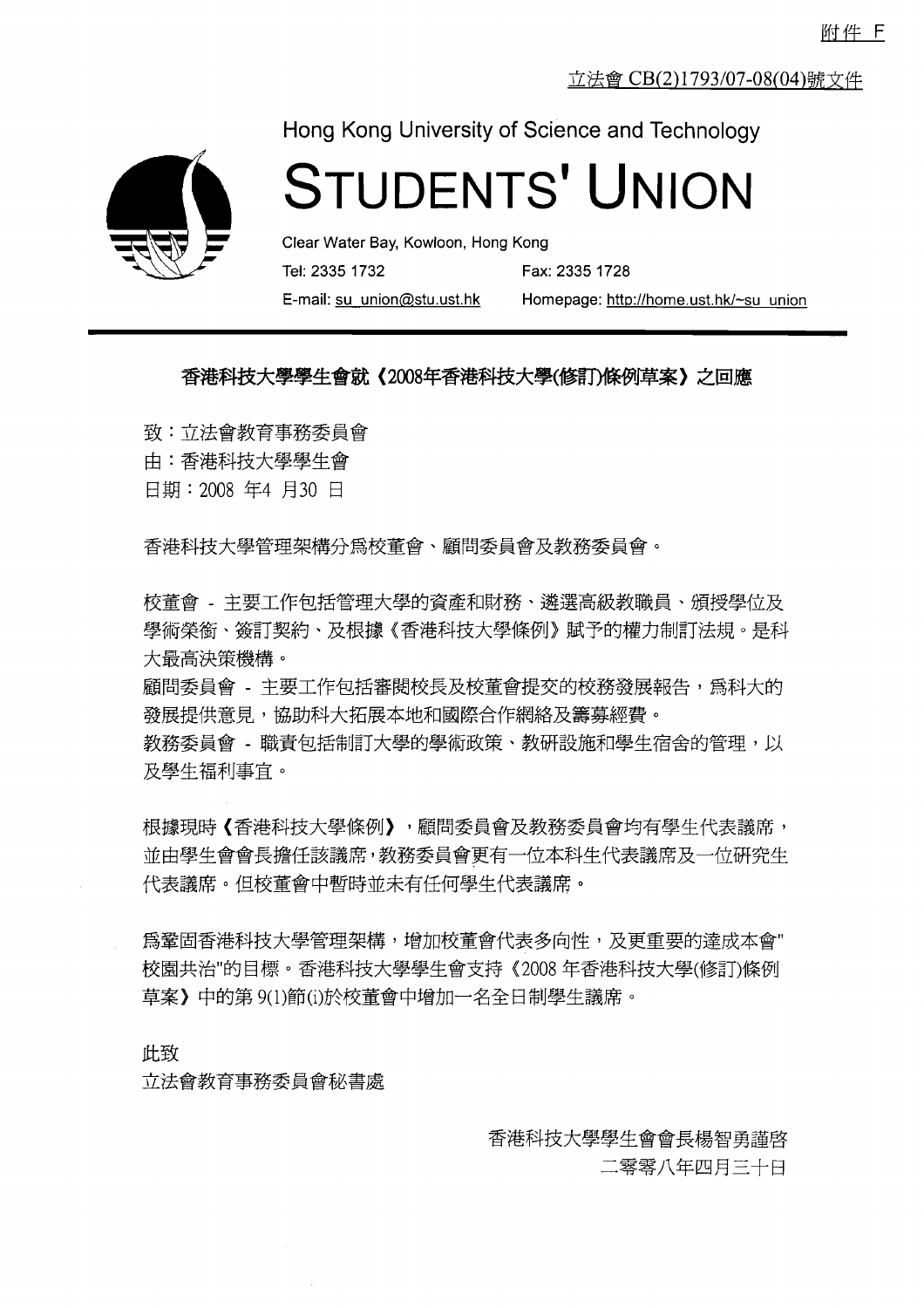附件 F

立法會 CB(2)1793/07-08(04)號文件

Hong Kong University of Science and Technology

# STUDENTS' UNION

Clear Water Bay, Kowloon, Hong Kong

Tel: 2335 1732　　Fax: 2335 1728

E-mail: su_union@stu.ust.hk　　Homepage: http://home.ust.hk/~su_union

## 香港科技大學學生會就《2008年香港科技大學(修訂)條例草案》之回應

致：立法會教育事務委員會

由：香港科技大學學生會

日期：2008 年4 月30 日

香港科技大學管理架構分爲校董會、顧問委員會及教務委員會。

校董會 - 主要工作包括管理大學的資產和財務、遴選高級教職員、頒授學位及學術榮銜、簽訂契約、及根據《香港科技大學條例》賦予的權力制訂法規。是科大最高決策機構。

顧問委員會 - 主要工作包括審閱校長及校董會提交的校務發展報告，爲科大的發展提供意見，協助科大拓展本地和國際合作網絡及籌募經費。

教務委員會 - 職責包括制訂大學的學術政策、教研設施和學生宿舍的管理，以及學生福利事宜。

根據現時《香港科技大學條例》，顧問委員會及教務委員會均有學生代表議席，並由學生會會長擔任該議席，教務委員會更有一位本科生代表議席及一位研究生代表議席。但校董會中暫時並未有任何學生代表議席。

爲鞏固香港科技大學管理架構，增加校董會代表多向性，及更重要的達成本會"校園共治"的目標。香港科技大學學生會支持《2008 年香港科技大學(修訂)條例草案》中的第 9(1)節(i)於校董會中增加一名全日制學生議席。

此致

立法會教育事務委員會秘書處

香港科技大學學生會會長楊智勇謹啓

二零零八年四月三十日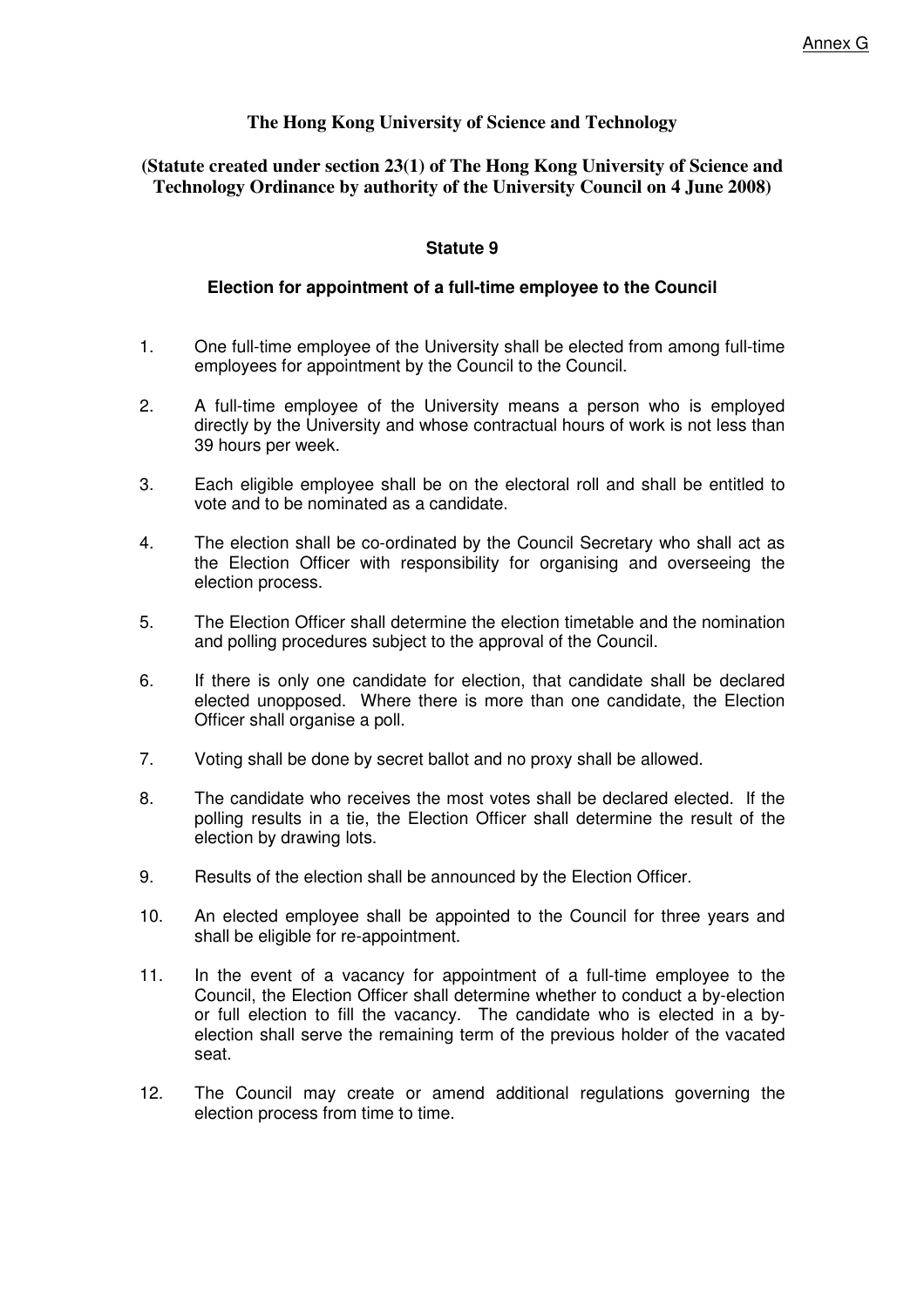Annex G

# The Hong Kong University of Science and Technology

## (Statute created under section 23(1) of The Hong Kong University of Science and Technology Ordinance by authority of the University Council on 4 June 2008)

### Statute 9

### Election for appointment of a full-time employee to the Council

1. One full-time employee of the University shall be elected from among full-time employees for appointment by the Council to the Council.

2. A full-time employee of the University means a person who is employed directly by the University and whose contractual hours of work is not less than 39 hours per week.

3. Each eligible employee shall be on the electoral roll and shall be entitled to vote and to be nominated as a candidate.

4. The election shall be co-ordinated by the Council Secretary who shall act as the Election Officer with responsibility for organising and overseeing the election process.

5. The Election Officer shall determine the election timetable and the nomination and polling procedures subject to the approval of the Council.

6. If there is only one candidate for election, that candidate shall be declared elected unopposed. Where there is more than one candidate, the Election Officer shall organise a poll.

7. Voting shall be done by secret ballot and no proxy shall be allowed.

8. The candidate who receives the most votes shall be declared elected. If the polling results in a tie, the Election Officer shall determine the result of the election by drawing lots.

9. Results of the election shall be announced by the Election Officer.

10. An elected employee shall be appointed to the Council for three years and shall be eligible for re-appointment.

11. In the event of a vacancy for appointment of a full-time employee to the Council, the Election Officer shall determine whether to conduct a by-election or full election to fill the vacancy. The candidate who is elected in a by-election shall serve the remaining term of the previous holder of the vacated seat.

12. The Council may create or amend additional regulations governing the election process from time to time.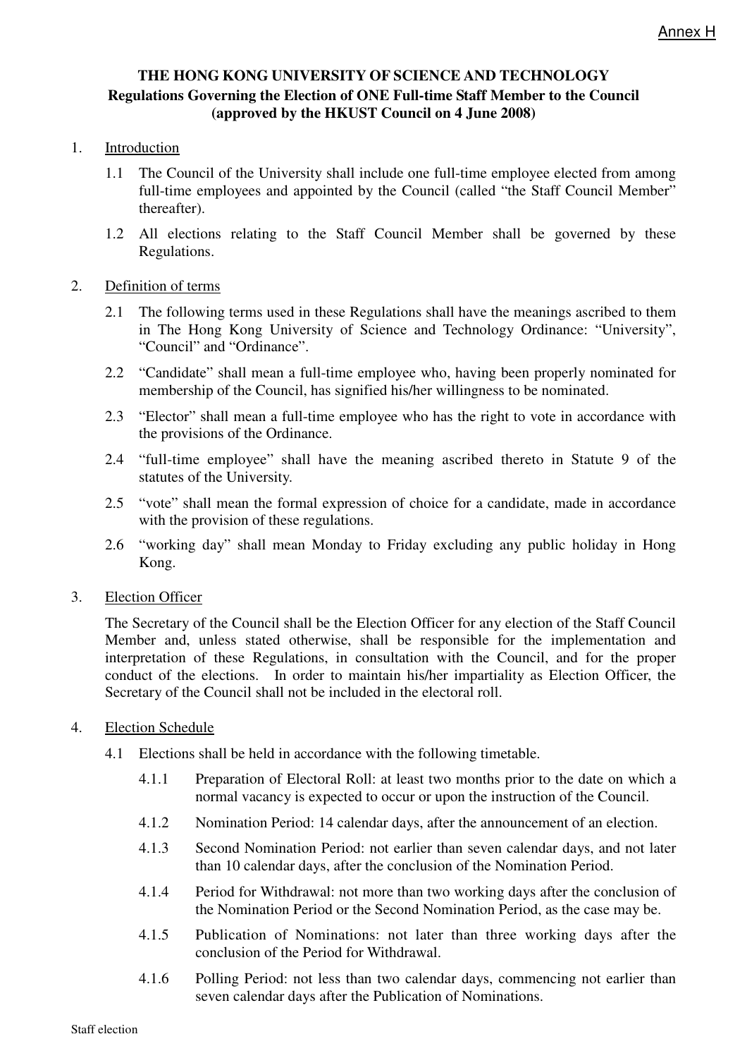Annex H

**THE HONG KONG UNIVERSITY OF SCIENCE AND TECHNOLOGY**
**Regulations Governing the Election of ONE Full-time Staff Member to the Council**
**(approved by the HKUST Council on 4 June 2008)**

1. Introduction

   1.1 The Council of the University shall include one full-time employee elected from among full-time employees and appointed by the Council (called "the Staff Council Member" thereafter).

   1.2 All elections relating to the Staff Council Member shall be governed by these Regulations.

2. Definition of terms

   2.1 The following terms used in these Regulations shall have the meanings ascribed to them in The Hong Kong University of Science and Technology Ordinance: "University", "Council" and "Ordinance".

   2.2 "Candidate" shall mean a full-time employee who, having been properly nominated for membership of the Council, has signified his/her willingness to be nominated.

   2.3 "Elector" shall mean a full-time employee who has the right to vote in accordance with the provisions of the Ordinance.

   2.4 "full-time employee" shall have the meaning ascribed thereto in Statute 9 of the statutes of the University.

   2.5 "vote" shall mean the formal expression of choice for a candidate, made in accordance with the provision of these regulations.

   2.6 "working day" shall mean Monday to Friday excluding any public holiday in Hong Kong.

3. Election Officer

   The Secretary of the Council shall be the Election Officer for any election of the Staff Council Member and, unless stated otherwise, shall be responsible for the implementation and interpretation of these Regulations, in consultation with the Council, and for the proper conduct of the elections. In order to maintain his/her impartiality as Election Officer, the Secretary of the Council shall not be included in the electoral roll.

4. Election Schedule

   4.1 Elections shall be held in accordance with the following timetable.

      4.1.1 Preparation of Electoral Roll: at least two months prior to the date on which a normal vacancy is expected to occur or upon the instruction of the Council.

      4.1.2 Nomination Period: 14 calendar days, after the announcement of an election.

      4.1.3 Second Nomination Period: not earlier than seven calendar days, and not later than 10 calendar days, after the conclusion of the Nomination Period.

      4.1.4 Period for Withdrawal: not more than two working days after the conclusion of the Nomination Period or the Second Nomination Period, as the case may be.

      4.1.5 Publication of Nominations: not later than three working days after the conclusion of the Period for Withdrawal.

      4.1.6 Polling Period: not less than two calendar days, commencing not earlier than seven calendar days after the Publication of Nominations.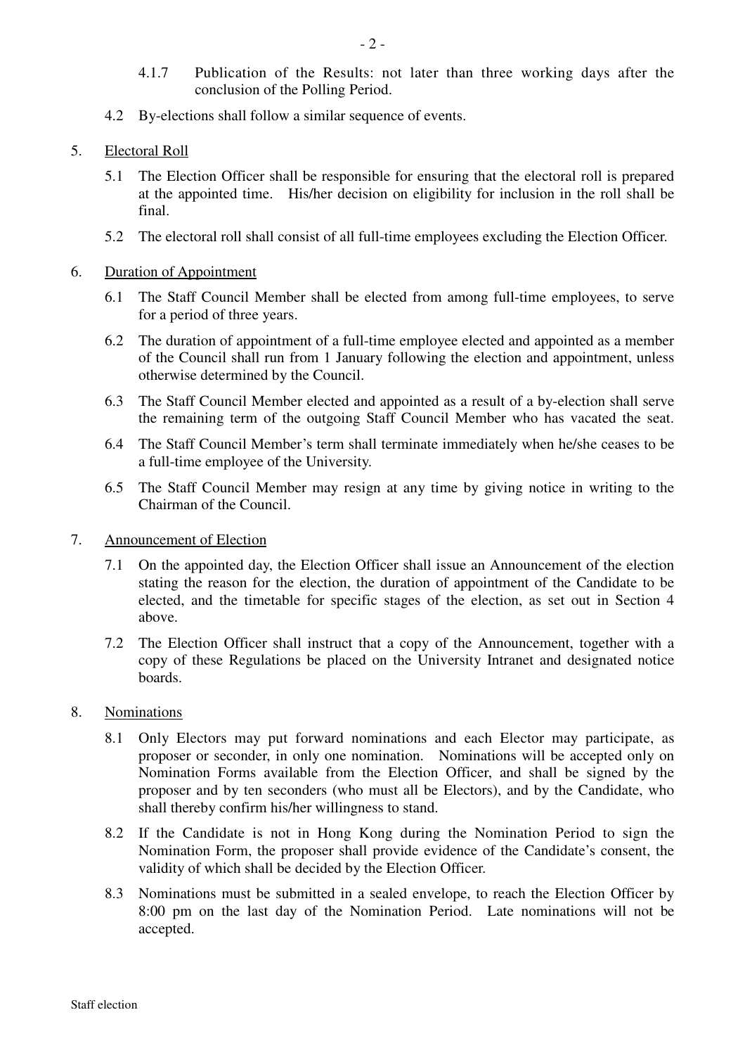4.1.7 Publication of the Results: not later than three working days after the conclusion of the Polling Period.

4.2 By-elections shall follow a similar sequence of events.

5. Electoral Roll

5.1 The Election Officer shall be responsible for ensuring that the electoral roll is prepared at the appointed time. His/her decision on eligibility for inclusion in the roll shall be final.

5.2 The electoral roll shall consist of all full-time employees excluding the Election Officer.

6. Duration of Appointment

6.1 The Staff Council Member shall be elected from among full-time employees, to serve for a period of three years.

6.2 The duration of appointment of a full-time employee elected and appointed as a member of the Council shall run from 1 January following the election and appointment, unless otherwise determined by the Council.

6.3 The Staff Council Member elected and appointed as a result of a by-election shall serve the remaining term of the outgoing Staff Council Member who has vacated the seat.

6.4 The Staff Council Member's term shall terminate immediately when he/she ceases to be a full-time employee of the University.

6.5 The Staff Council Member may resign at any time by giving notice in writing to the Chairman of the Council.

7. Announcement of Election

7.1 On the appointed day, the Election Officer shall issue an Announcement of the election stating the reason for the election, the duration of appointment of the Candidate to be elected, and the timetable for specific stages of the election, as set out in Section 4 above.

7.2 The Election Officer shall instruct that a copy of the Announcement, together with a copy of these Regulations be placed on the University Intranet and designated notice boards.

8. Nominations

8.1 Only Electors may put forward nominations and each Elector may participate, as proposer or seconder, in only one nomination. Nominations will be accepted only on Nomination Forms available from the Election Officer, and shall be signed by the proposer and by ten seconders (who must all be Electors), and by the Candidate, who shall thereby confirm his/her willingness to stand.

8.2 If the Candidate is not in Hong Kong during the Nomination Period to sign the Nomination Form, the proposer shall provide evidence of the Candidate's consent, the validity of which shall be decided by the Election Officer.

8.3 Nominations must be submitted in a sealed envelope, to reach the Election Officer by 8:00 pm on the last day of the Nomination Period. Late nominations will not be accepted.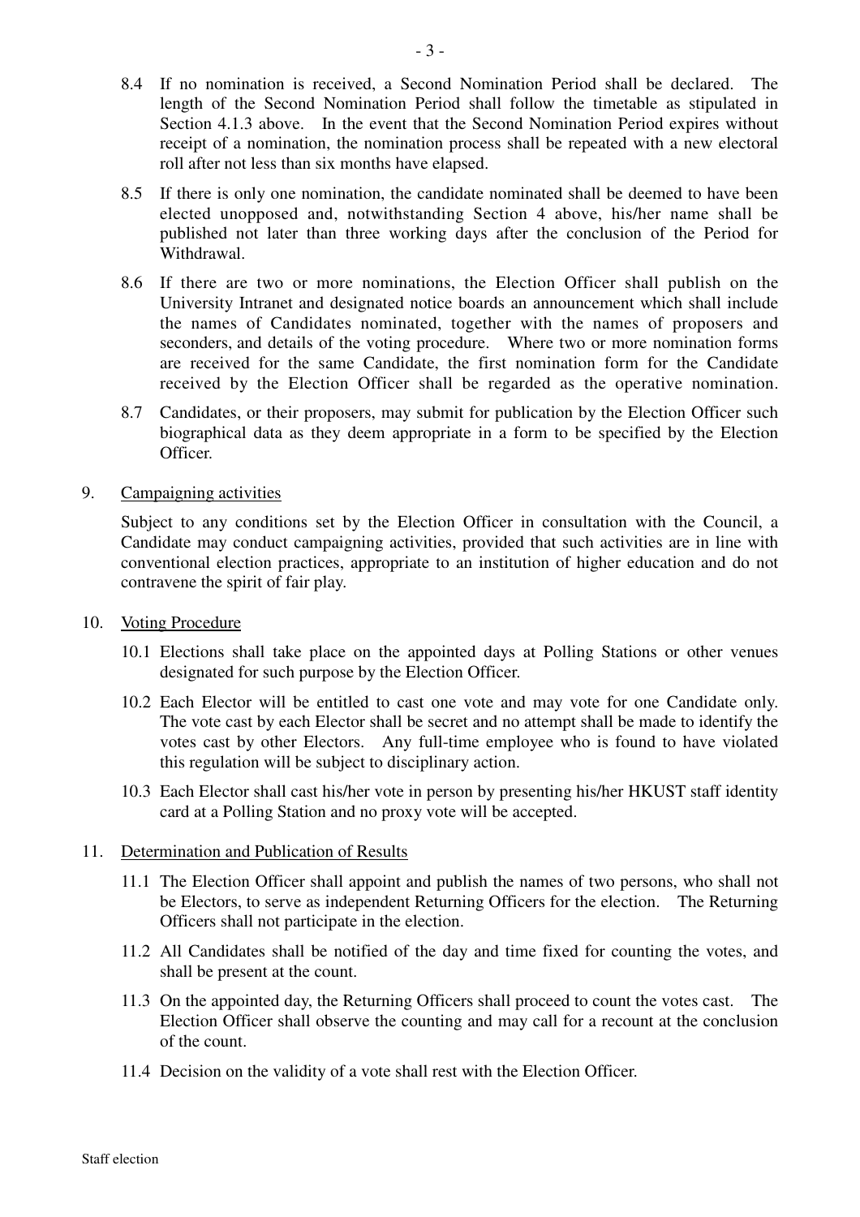8.4 If no nomination is received, a Second Nomination Period shall be declared. The length of the Second Nomination Period shall follow the timetable as stipulated in Section 4.1.3 above. In the event that the Second Nomination Period expires without receipt of a nomination, the nomination process shall be repeated with a new electoral roll after not less than six months have elapsed.

8.5 If there is only one nomination, the candidate nominated shall be deemed to have been elected unopposed and, notwithstanding Section 4 above, his/her name shall be published not later than three working days after the conclusion of the Period for Withdrawal.

8.6 If there are two or more nominations, the Election Officer shall publish on the University Intranet and designated notice boards an announcement which shall include the names of Candidates nominated, together with the names of proposers and seconders, and details of the voting procedure. Where two or more nomination forms are received for the same Candidate, the first nomination form for the Candidate received by the Election Officer shall be regarded as the operative nomination.

8.7 Candidates, or their proposers, may submit for publication by the Election Officer such biographical data as they deem appropriate in a form to be specified by the Election Officer.

## 9. Campaigning activities

Subject to any conditions set by the Election Officer in consultation with the Council, a Candidate may conduct campaigning activities, provided that such activities are in line with conventional election practices, appropriate to an institution of higher education and do not contravene the spirit of fair play.

## 10. Voting Procedure

10.1 Elections shall take place on the appointed days at Polling Stations or other venues designated for such purpose by the Election Officer.

10.2 Each Elector will be entitled to cast one vote and may vote for one Candidate only. The vote cast by each Elector shall be secret and no attempt shall be made to identify the votes cast by other Electors. Any full-time employee who is found to have violated this regulation will be subject to disciplinary action.

10.3 Each Elector shall cast his/her vote in person by presenting his/her HKUST staff identity card at a Polling Station and no proxy vote will be accepted.

## 11. Determination and Publication of Results

11.1 The Election Officer shall appoint and publish the names of two persons, who shall not be Electors, to serve as independent Returning Officers for the election. The Returning Officers shall not participate in the election.

11.2 All Candidates shall be notified of the day and time fixed for counting the votes, and shall be present at the count.

11.3 On the appointed day, the Returning Officers shall proceed to count the votes cast. The Election Officer shall observe the counting and may call for a recount at the conclusion of the count.

11.4 Decision on the validity of a vote shall rest with the Election Officer.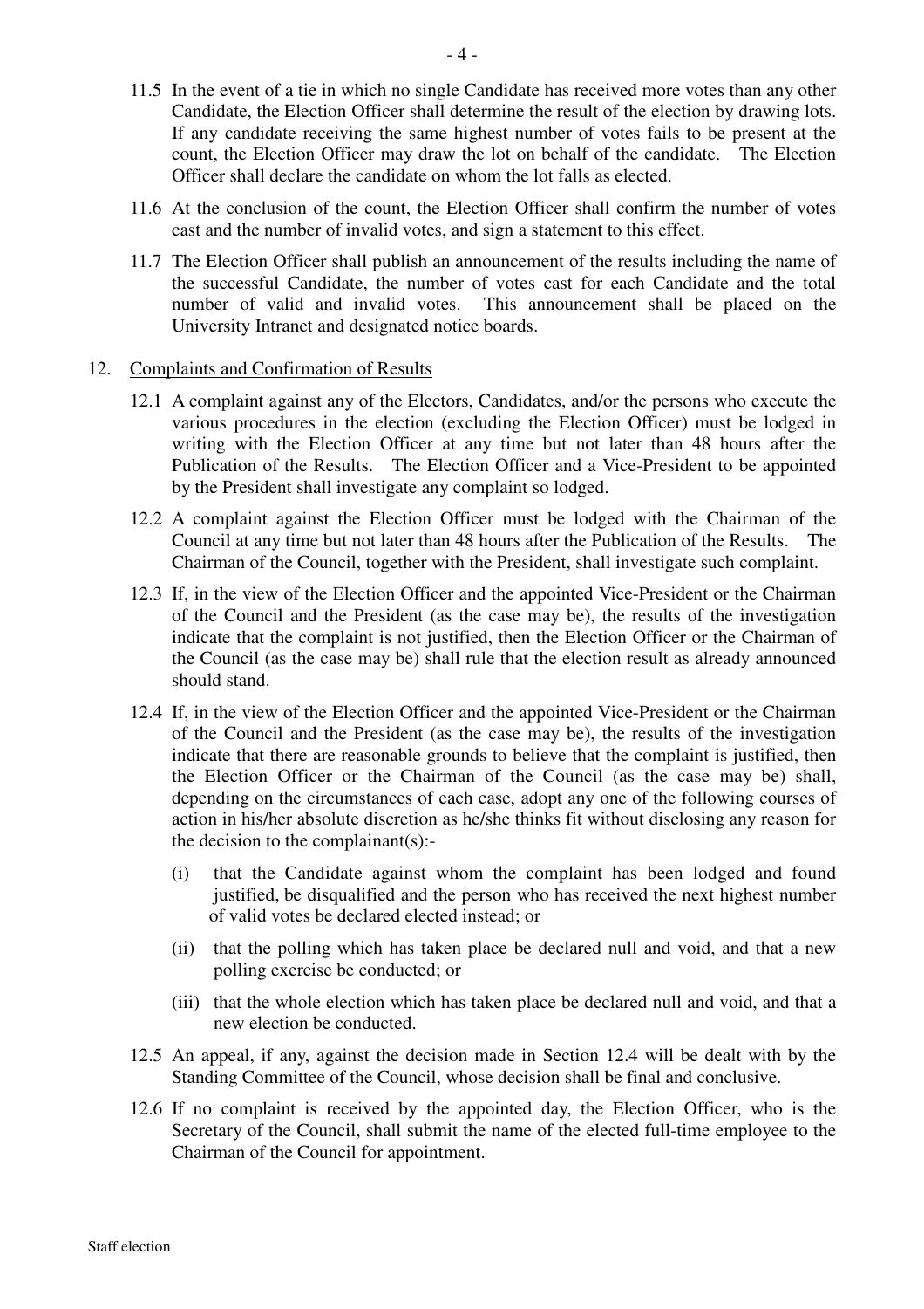11.5 In the event of a tie in which no single Candidate has received more votes than any other Candidate, the Election Officer shall determine the result of the election by drawing lots. If any candidate receiving the same highest number of votes fails to be present at the count, the Election Officer may draw the lot on behalf of the candidate. The Election Officer shall declare the candidate on whom the lot falls as elected.

11.6 At the conclusion of the count, the Election Officer shall confirm the number of votes cast and the number of invalid votes, and sign a statement to this effect.

11.7 The Election Officer shall publish an announcement of the results including the name of the successful Candidate, the number of votes cast for each Candidate and the total number of valid and invalid votes. This announcement shall be placed on the University Intranet and designated notice boards.

12. <u>Complaints and Confirmation of Results</u>

12.1 A complaint against any of the Electors, Candidates, and/or the persons who execute the various procedures in the election (excluding the Election Officer) must be lodged in writing with the Election Officer at any time but not later than 48 hours after the Publication of the Results. The Election Officer and a Vice-President to be appointed by the President shall investigate any complaint so lodged.

12.2 A complaint against the Election Officer must be lodged with the Chairman of the Council at any time but not later than 48 hours after the Publication of the Results. The Chairman of the Council, together with the President, shall investigate such complaint.

12.3 If, in the view of the Election Officer and the appointed Vice-President or the Chairman of the Council and the President (as the case may be), the results of the investigation indicate that the complaint is not justified, then the Election Officer or the Chairman of the Council (as the case may be) shall rule that the election result as already announced should stand.

12.4 If, in the view of the Election Officer and the appointed Vice-President or the Chairman of the Council and the President (as the case may be), the results of the investigation indicate that there are reasonable grounds to believe that the complaint is justified, then the Election Officer or the Chairman of the Council (as the case may be) shall, depending on the circumstances of each case, adopt any one of the following courses of action in his/her absolute discretion as he/she thinks fit without disclosing any reason for the decision to the complainant(s):-

(i) that the Candidate against whom the complaint has been lodged and found justified, be disqualified and the person who has received the next highest number of valid votes be declared elected instead; or

(ii) that the polling which has taken place be declared null and void, and that a new polling exercise be conducted; or

(iii) that the whole election which has taken place be declared null and void, and that a new election be conducted.

12.5 An appeal, if any, against the decision made in Section 12.4 will be dealt with by the Standing Committee of the Council, whose decision shall be final and conclusive.

12.6 If no complaint is received by the appointed day, the Election Officer, who is the Secretary of the Council, shall submit the name of the elected full-time employee to the Chairman of the Council for appointment.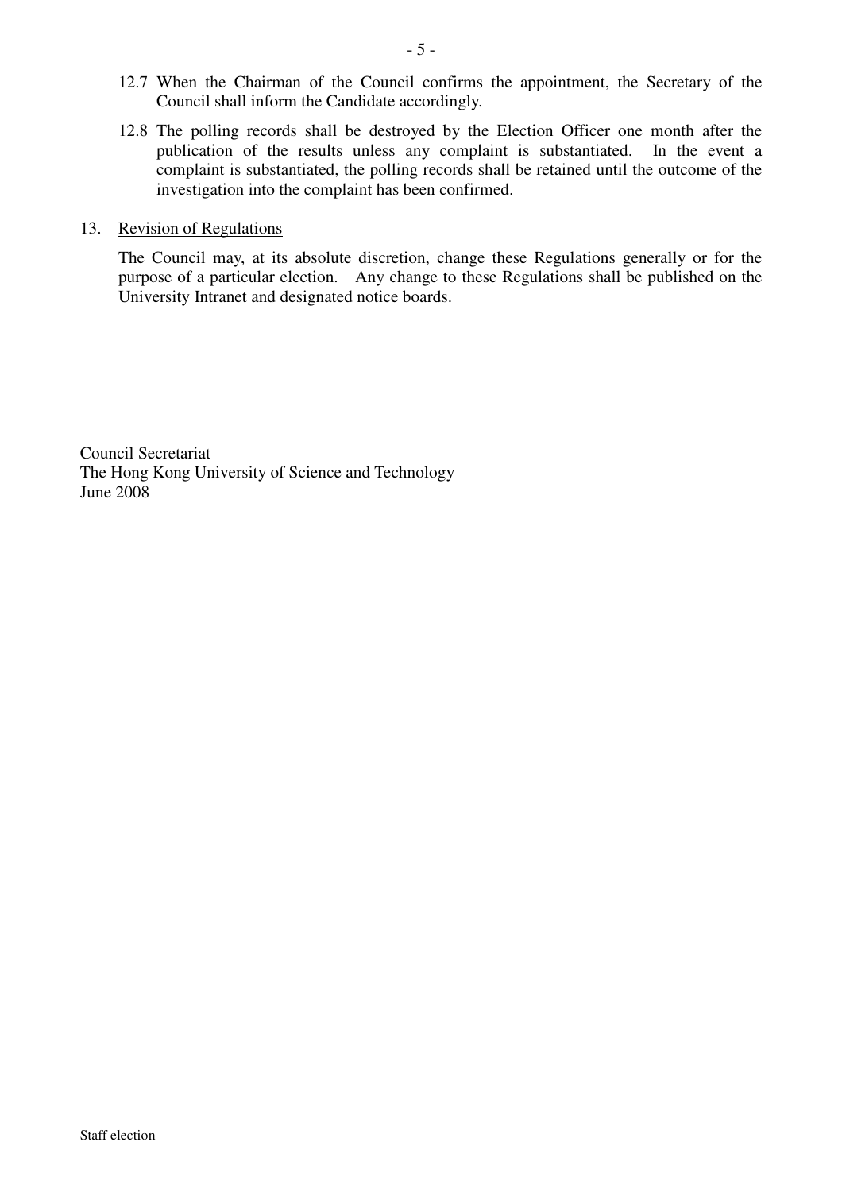12.7 When the Chairman of the Council confirms the appointment, the Secretary of the Council shall inform the Candidate accordingly.

12.8 The polling records shall be destroyed by the Election Officer one month after the publication of the results unless any complaint is substantiated. In the event a complaint is substantiated, the polling records shall be retained until the outcome of the investigation into the complaint has been confirmed.

13. <u>Revision of Regulations</u>

The Council may, at its absolute discretion, change these Regulations generally or for the purpose of a particular election. Any change to these Regulations shall be published on the University Intranet and designated notice boards.

Council Secretariat
The Hong Kong University of Science and Technology
June 2008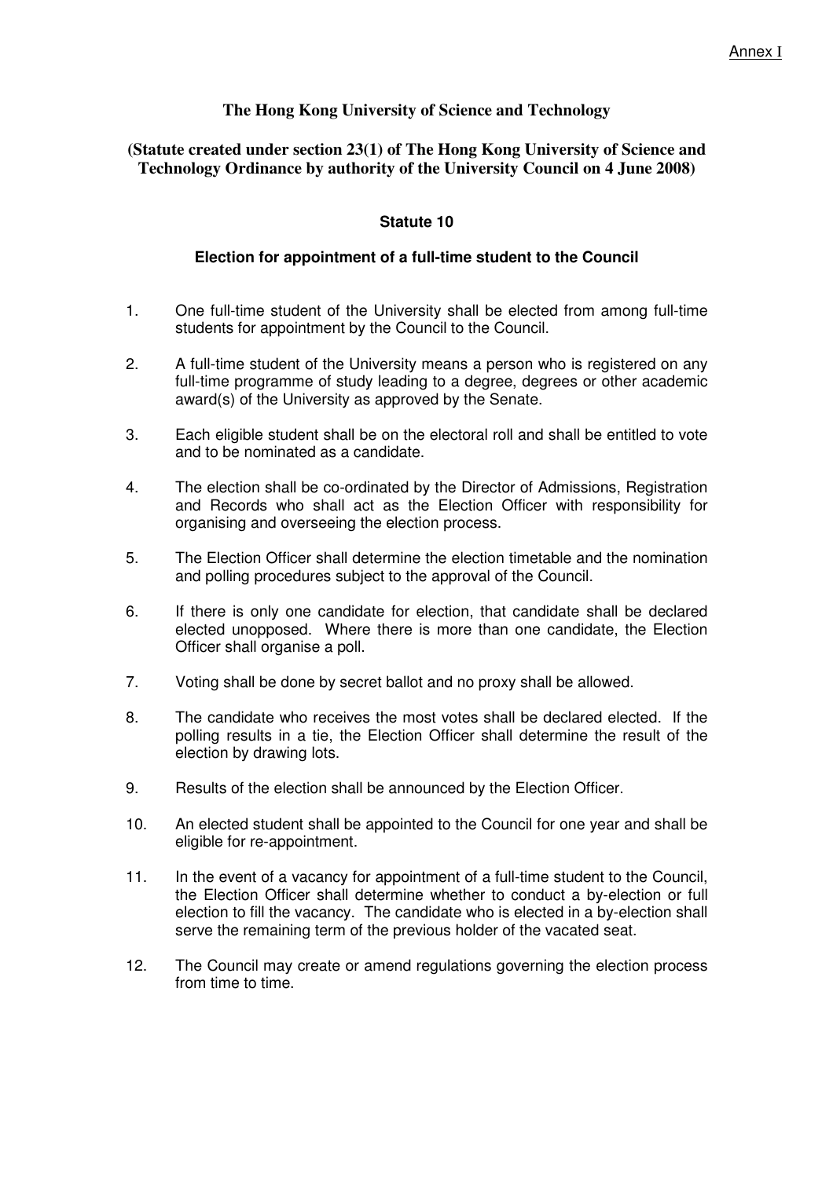Annex I

**The Hong Kong University of Science and Technology**

**(Statute created under section 23(1) of The Hong Kong University of Science and Technology Ordinance by authority of the University Council on 4 June 2008)**

## Statute 10

### Election for appointment of a full-time student to the Council

1. One full-time student of the University shall be elected from among full-time students for appointment by the Council to the Council.

2. A full-time student of the University means a person who is registered on any full-time programme of study leading to a degree, degrees or other academic award(s) of the University as approved by the Senate.

3. Each eligible student shall be on the electoral roll and shall be entitled to vote and to be nominated as a candidate.

4. The election shall be co-ordinated by the Director of Admissions, Registration and Records who shall act as the Election Officer with responsibility for organising and overseeing the election process.

5. The Election Officer shall determine the election timetable and the nomination and polling procedures subject to the approval of the Council.

6. If there is only one candidate for election, that candidate shall be declared elected unopposed. Where there is more than one candidate, the Election Officer shall organise a poll.

7. Voting shall be done by secret ballot and no proxy shall be allowed.

8. The candidate who receives the most votes shall be declared elected. If the polling results in a tie, the Election Officer shall determine the result of the election by drawing lots.

9. Results of the election shall be announced by the Election Officer.

10. An elected student shall be appointed to the Council for one year and shall be eligible for re-appointment.

11. In the event of a vacancy for appointment of a full-time student to the Council, the Election Officer shall determine whether to conduct a by-election or full election to fill the vacancy. The candidate who is elected in a by-election shall serve the remaining term of the previous holder of the vacated seat.

12. The Council may create or amend regulations governing the election process from time to time.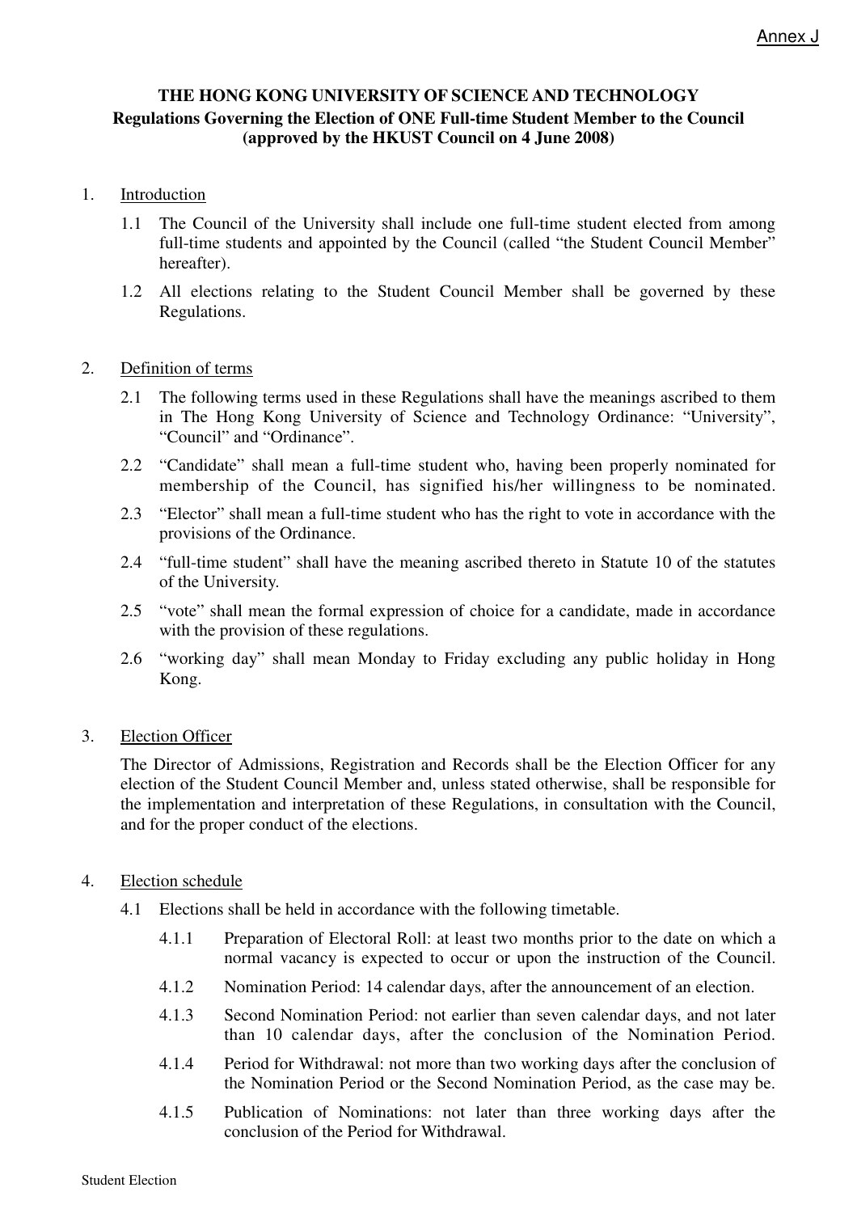Annex J

**THE HONG KONG UNIVERSITY OF SCIENCE AND TECHNOLOGY**
**Regulations Governing the Election of ONE Full-time Student Member to the Council**
**(approved by the HKUST Council on 4 June 2008)**

1. Introduction

   1.1 The Council of the University shall include one full-time student elected from among full-time students and appointed by the Council (called "the Student Council Member" hereafter).

   1.2 All elections relating to the Student Council Member shall be governed by these Regulations.

2. Definition of terms

   2.1 The following terms used in these Regulations shall have the meanings ascribed to them in The Hong Kong University of Science and Technology Ordinance: "University", "Council" and "Ordinance".

   2.2 "Candidate" shall mean a full-time student who, having been properly nominated for membership of the Council, has signified his/her willingness to be nominated.

   2.3 "Elector" shall mean a full-time student who has the right to vote in accordance with the provisions of the Ordinance.

   2.4 "full-time student" shall have the meaning ascribed thereto in Statute 10 of the statutes of the University.

   2.5 "vote" shall mean the formal expression of choice for a candidate, made in accordance with the provision of these regulations.

   2.6 "working day" shall mean Monday to Friday excluding any public holiday in Hong Kong.

3. Election Officer

   The Director of Admissions, Registration and Records shall be the Election Officer for any election of the Student Council Member and, unless stated otherwise, shall be responsible for the implementation and interpretation of these Regulations, in consultation with the Council, and for the proper conduct of the elections.

4. Election schedule

   4.1 Elections shall be held in accordance with the following timetable.

      4.1.1 Preparation of Electoral Roll: at least two months prior to the date on which a normal vacancy is expected to occur or upon the instruction of the Council.

      4.1.2 Nomination Period: 14 calendar days, after the announcement of an election.

      4.1.3 Second Nomination Period: not earlier than seven calendar days, and not later than 10 calendar days, after the conclusion of the Nomination Period.

      4.1.4 Period for Withdrawal: not more than two working days after the conclusion of the Nomination Period or the Second Nomination Period, as the case may be.

      4.1.5 Publication of Nominations: not later than three working days after the conclusion of the Period for Withdrawal.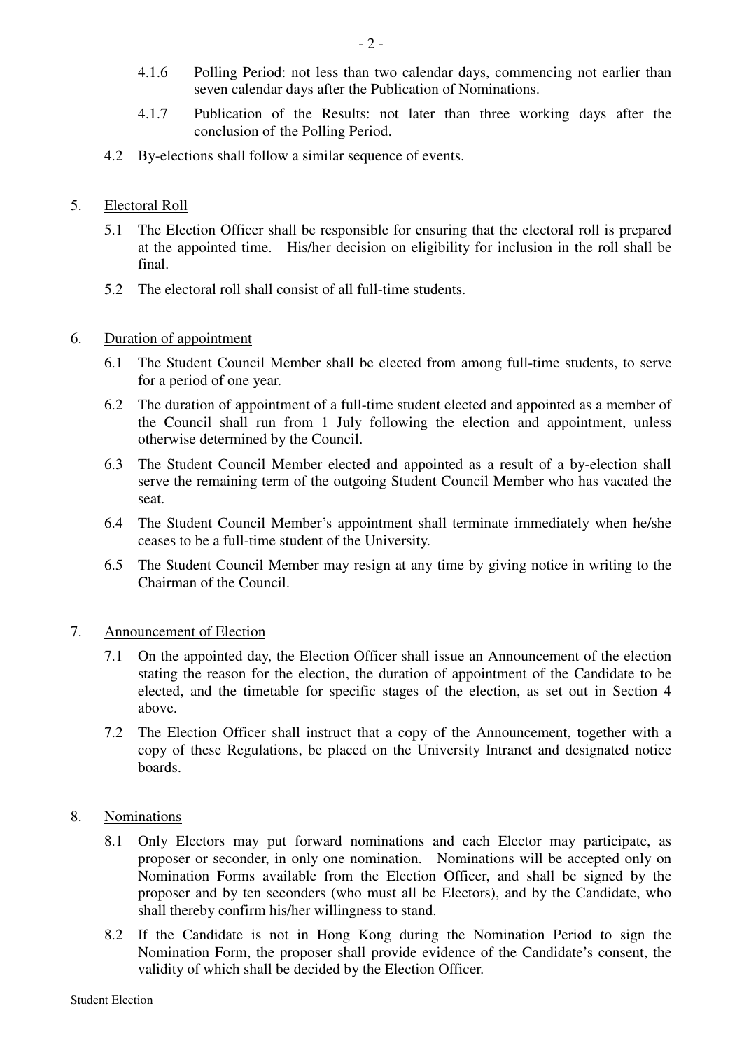4.1.6 Polling Period: not less than two calendar days, commencing not earlier than seven calendar days after the Publication of Nominations.

4.1.7 Publication of the Results: not later than three working days after the conclusion of the Polling Period.

4.2 By-elections shall follow a similar sequence of events.

5. Electoral Roll

5.1 The Election Officer shall be responsible for ensuring that the electoral roll is prepared at the appointed time. His/her decision on eligibility for inclusion in the roll shall be final.

5.2 The electoral roll shall consist of all full-time students.

6. Duration of appointment

6.1 The Student Council Member shall be elected from among full-time students, to serve for a period of one year.

6.2 The duration of appointment of a full-time student elected and appointed as a member of the Council shall run from 1 July following the election and appointment, unless otherwise determined by the Council.

6.3 The Student Council Member elected and appointed as a result of a by-election shall serve the remaining term of the outgoing Student Council Member who has vacated the seat.

6.4 The Student Council Member's appointment shall terminate immediately when he/she ceases to be a full-time student of the University.

6.5 The Student Council Member may resign at any time by giving notice in writing to the Chairman of the Council.

7. Announcement of Election

7.1 On the appointed day, the Election Officer shall issue an Announcement of the election stating the reason for the election, the duration of appointment of the Candidate to be elected, and the timetable for specific stages of the election, as set out in Section 4 above.

7.2 The Election Officer shall instruct that a copy of the Announcement, together with a copy of these Regulations, be placed on the University Intranet and designated notice boards.

8. Nominations

8.1 Only Electors may put forward nominations and each Elector may participate, as proposer or seconder, in only one nomination. Nominations will be accepted only on Nomination Forms available from the Election Officer, and shall be signed by the proposer and by ten seconders (who must all be Electors), and by the Candidate, who shall thereby confirm his/her willingness to stand.

8.2 If the Candidate is not in Hong Kong during the Nomination Period to sign the Nomination Form, the proposer shall provide evidence of the Candidate's consent, the validity of which shall be decided by the Election Officer.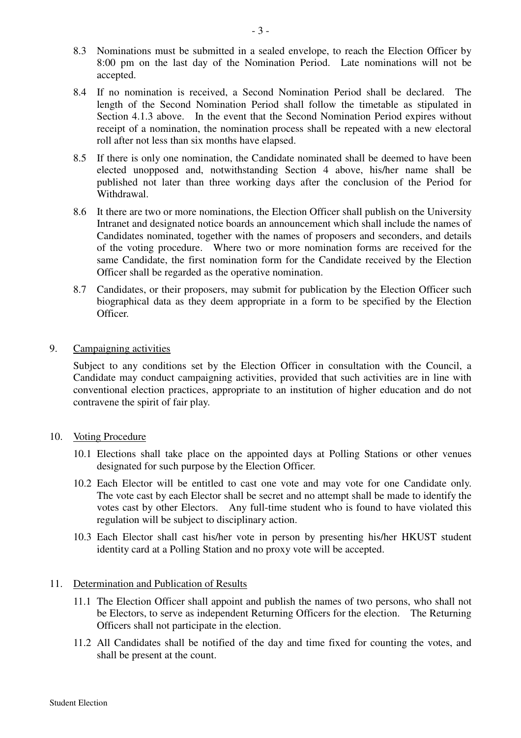8.3 Nominations must be submitted in a sealed envelope, to reach the Election Officer by 8:00 pm on the last day of the Nomination Period. Late nominations will not be accepted.

8.4 If no nomination is received, a Second Nomination Period shall be declared. The length of the Second Nomination Period shall follow the timetable as stipulated in Section 4.1.3 above. In the event that the Second Nomination Period expires without receipt of a nomination, the nomination process shall be repeated with a new electoral roll after not less than six months have elapsed.

8.5 If there is only one nomination, the Candidate nominated shall be deemed to have been elected unopposed and, notwithstanding Section 4 above, his/her name shall be published not later than three working days after the conclusion of the Period for Withdrawal.

8.6 It there are two or more nominations, the Election Officer shall publish on the University Intranet and designated notice boards an announcement which shall include the names of Candidates nominated, together with the names of proposers and seconders, and details of the voting procedure. Where two or more nomination forms are received for the same Candidate, the first nomination form for the Candidate received by the Election Officer shall be regarded as the operative nomination.

8.7 Candidates, or their proposers, may submit for publication by the Election Officer such biographical data as they deem appropriate in a form to be specified by the Election Officer.

## 9. Campaigning activities

Subject to any conditions set by the Election Officer in consultation with the Council, a Candidate may conduct campaigning activities, provided that such activities are in line with conventional election practices, appropriate to an institution of higher education and do not contravene the spirit of fair play.

## 10. Voting Procedure

10.1 Elections shall take place on the appointed days at Polling Stations or other venues designated for such purpose by the Election Officer.

10.2 Each Elector will be entitled to cast one vote and may vote for one Candidate only. The vote cast by each Elector shall be secret and no attempt shall be made to identify the votes cast by other Electors. Any full-time student who is found to have violated this regulation will be subject to disciplinary action.

10.3 Each Elector shall cast his/her vote in person by presenting his/her HKUST student identity card at a Polling Station and no proxy vote will be accepted.

## 11. Determination and Publication of Results

11.1 The Election Officer shall appoint and publish the names of two persons, who shall not be Electors, to serve as independent Returning Officers for the election. The Returning Officers shall not participate in the election.

11.2 All Candidates shall be notified of the day and time fixed for counting the votes, and shall be present at the count.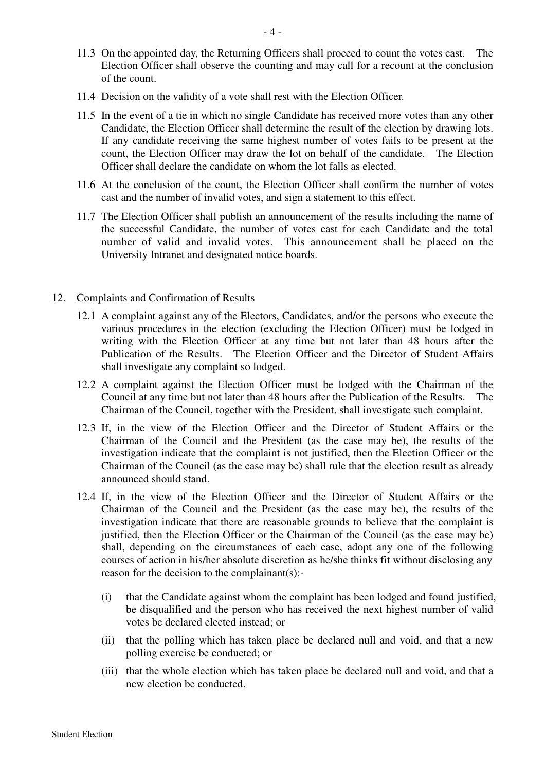11.3 On the appointed day, the Returning Officers shall proceed to count the votes cast. The Election Officer shall observe the counting and may call for a recount at the conclusion of the count.

11.4 Decision on the validity of a vote shall rest with the Election Officer.

11.5 In the event of a tie in which no single Candidate has received more votes than any other Candidate, the Election Officer shall determine the result of the election by drawing lots. If any candidate receiving the same highest number of votes fails to be present at the count, the Election Officer may draw the lot on behalf of the candidate. The Election Officer shall declare the candidate on whom the lot falls as elected.

11.6 At the conclusion of the count, the Election Officer shall confirm the number of votes cast and the number of invalid votes, and sign a statement to this effect.

11.7 The Election Officer shall publish an announcement of the results including the name of the successful Candidate, the number of votes cast for each Candidate and the total number of valid and invalid votes. This announcement shall be placed on the University Intranet and designated notice boards.

12. Complaints and Confirmation of Results

12.1 A complaint against any of the Electors, Candidates, and/or the persons who execute the various procedures in the election (excluding the Election Officer) must be lodged in writing with the Election Officer at any time but not later than 48 hours after the Publication of the Results. The Election Officer and the Director of Student Affairs shall investigate any complaint so lodged.

12.2 A complaint against the Election Officer must be lodged with the Chairman of the Council at any time but not later than 48 hours after the Publication of the Results. The Chairman of the Council, together with the President, shall investigate such complaint.

12.3 If, in the view of the Election Officer and the Director of Student Affairs or the Chairman of the Council and the President (as the case may be), the results of the investigation indicate that the complaint is not justified, then the Election Officer or the Chairman of the Council (as the case may be) shall rule that the election result as already announced should stand.

12.4 If, in the view of the Election Officer and the Director of Student Affairs or the Chairman of the Council and the President (as the case may be), the results of the investigation indicate that there are reasonable grounds to believe that the complaint is justified, then the Election Officer or the Chairman of the Council (as the case may be) shall, depending on the circumstances of each case, adopt any one of the following courses of action in his/her absolute discretion as he/she thinks fit without disclosing any reason for the decision to the complainant(s):-

(i) that the Candidate against whom the complaint has been lodged and found justified, be disqualified and the person who has received the next highest number of valid votes be declared elected instead; or

(ii) that the polling which has taken place be declared null and void, and that a new polling exercise be conducted; or

(iii) that the whole election which has taken place be declared null and void, and that a new election be conducted.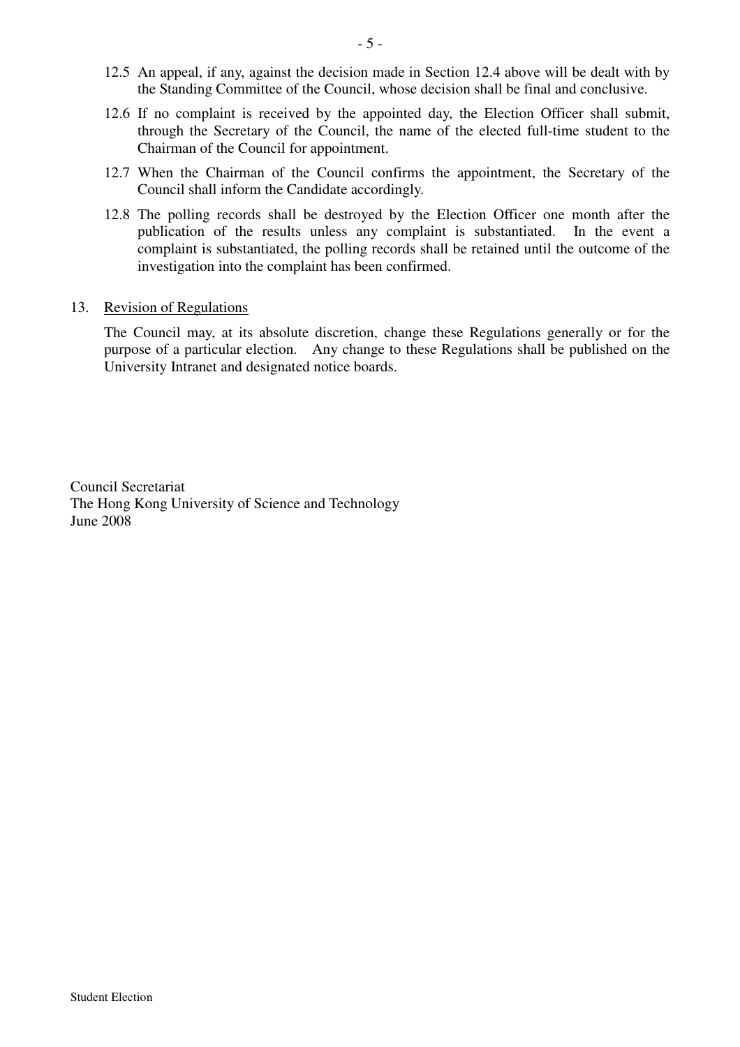12.5 An appeal, if any, against the decision made in Section 12.4 above will be dealt with by the Standing Committee of the Council, whose decision shall be final and conclusive.

12.6 If no complaint is received by the appointed day, the Election Officer shall submit, through the Secretary of the Council, the name of the elected full-time student to the Chairman of the Council for appointment.

12.7 When the Chairman of the Council confirms the appointment, the Secretary of the Council shall inform the Candidate accordingly.

12.8 The polling records shall be destroyed by the Election Officer one month after the publication of the results unless any complaint is substantiated. In the event a complaint is substantiated, the polling records shall be retained until the outcome of the investigation into the complaint has been confirmed.

13. Revision of Regulations

The Council may, at its absolute discretion, change these Regulations generally or for the purpose of a particular election. Any change to these Regulations shall be published on the University Intranet and designated notice boards.

Council Secretariat
The Hong Kong University of Science and Technology
June 2008